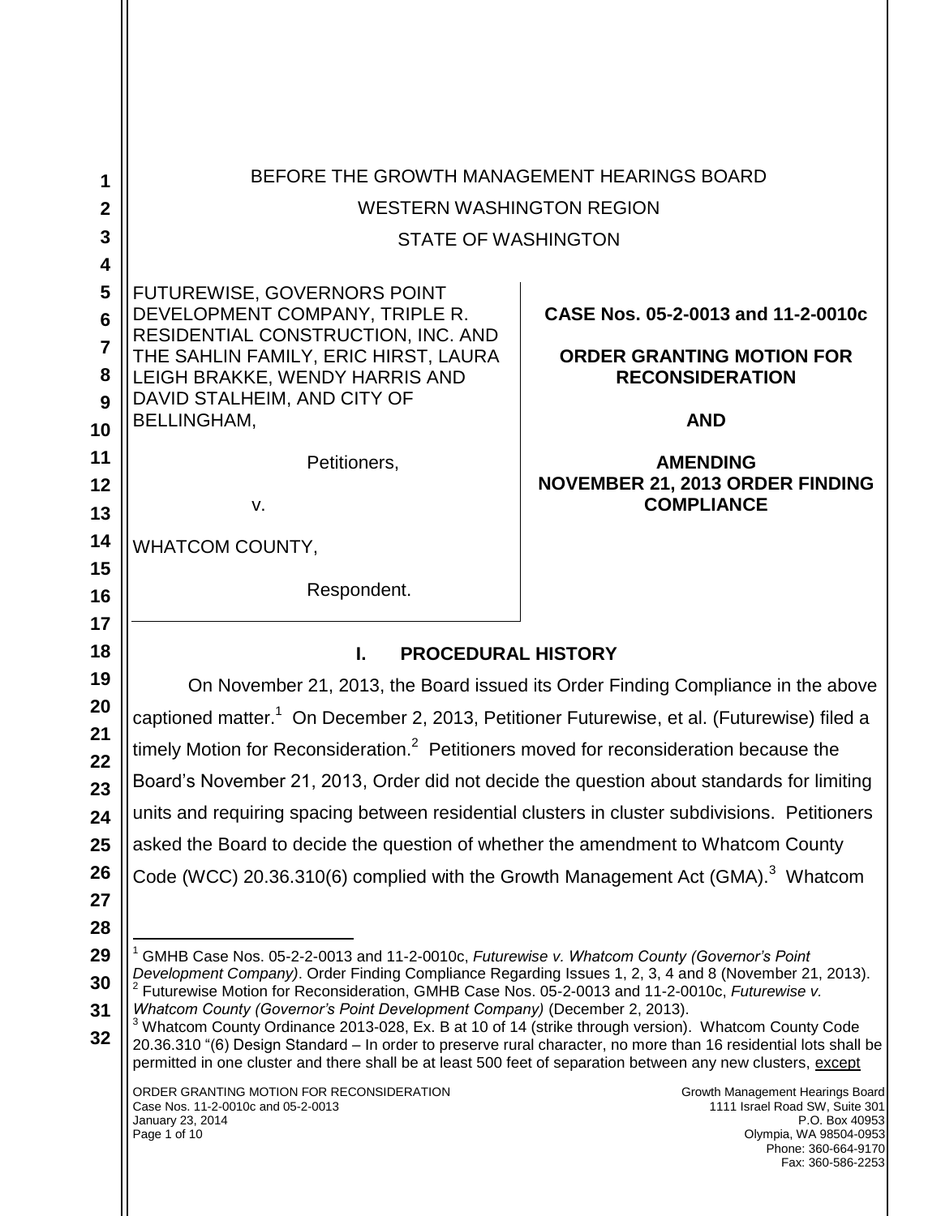BEFORE THE GROWTH MANAGEMENT HEARINGS BOARD

WESTERN WASHINGTON REGION

STATE OF WASHINGTON

| | |
|---|---|
| FUTUREWISE, GOVERNORS POINT DEVELOPMENT COMPANY, TRIPLE R. RESIDENTIAL CONSTRUCTION, INC. AND THE SAHLIN FAMILY, ERIC HIRST, LAURA LEIGH BRAKKE, WENDY HARRIS AND DAVID STALHEIM, AND CITY OF BELLINGHAM,<br><br>Petitioners,<br><br>v.<br><br>WHATCOM COUNTY,<br><br>Respondent. | **CASE Nos. 05-2-0013 and 11-2-0010c**<br><br>**ORDER GRANTING MOTION FOR RECONSIDERATION**<br><br>**AND**<br><br>**AMENDING NOVEMBER 21, 2013 ORDER FINDING COMPLIANCE** |

## I. PROCEDURAL HISTORY

On November 21, 2013, the Board issued its Order Finding Compliance in the above captioned matter.[1] On December 2, 2013, Petitioner Futurewise, et al. (Futurewise) filed a timely Motion for Reconsideration.[2] Petitioners moved for reconsideration because the Board's November 21, 2013, Order did not decide the question about standards for limiting units and requiring spacing between residential clusters in cluster subdivisions. Petitioners asked the Board to decide the question of whether the amendment to Whatcom County Code (WCC) 20.36.310(6) complied with the Growth Management Act (GMA).[3] Whatcom

---

[1] GMHB Case Nos. 05-2-2-0013 and 11-2-0010c, *Futurewise v. Whatcom County (Governor's Point Development Company)*. Order Finding Compliance Regarding Issues 1, 2, 3, 4 and 8 (November 21, 2013).

[2] Futurewise Motion for Reconsideration, GMHB Case Nos. 05-2-0013 and 11-2-0010c, *Futurewise v. Whatcom County (Governor's Point Development Company)* (December 2, 2013).

[3] Whatcom County Ordinance 2013-028, Ex. B at 10 of 14 (strike through version). Whatcom County Code 20.36.310 "(6) Design Standard – In order to preserve rural character, no more than 16 residential lots shall be permitted in one cluster and there shall be at least 500 feet of separation between any new clusters, except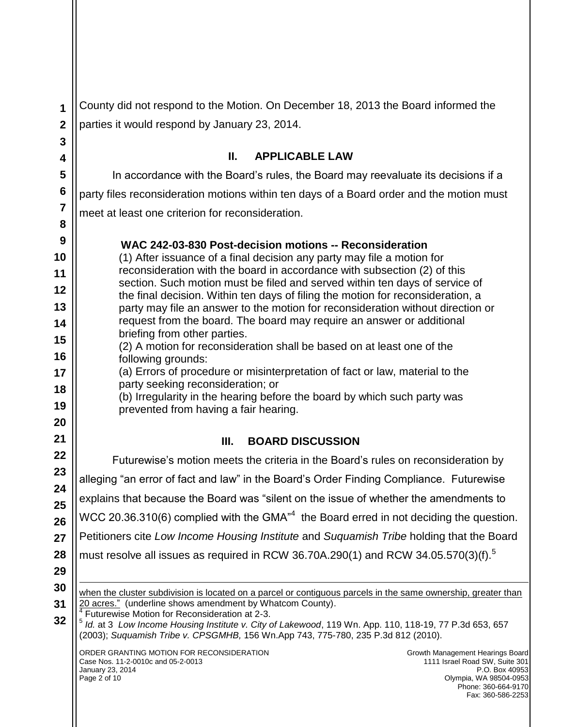County did not respond to the Motion. On December 18, 2013 the Board informed the parties it would respond by January 23, 2014.

## II. APPLICABLE LAW

In accordance with the Board's rules, the Board may reevaluate its decisions if a party files reconsideration motions within ten days of a Board order and the motion must meet at least one criterion for reconsideration.

> **WAC 242-03-830 Post-decision motions -- Reconsideration**
> (1) After issuance of a final decision any party may file a motion for reconsideration with the board in accordance with subsection (2) of this section. Such motion must be filed and served within ten days of service of the final decision. Within ten days of filing the motion for reconsideration, a party may file an answer to the motion for reconsideration without direction or request from the board. The board may require an answer or additional briefing from other parties.
> (2) A motion for reconsideration shall be based on at least one of the following grounds:
> (a) Errors of procedure or misinterpretation of fact or law, material to the party seeking reconsideration; or
> (b) Irregularity in the hearing before the board by which such party was prevented from having a fair hearing.

## III. BOARD DISCUSSION

Futurewise's motion meets the criteria in the Board's rules on reconsideration by alleging "an error of fact and law" in the Board's Order Finding Compliance. Futurewise explains that because the Board was "silent on the issue of whether the amendments to WCC 20.36.310(6) complied with the GMA"[4] the Board erred in not deciding the question. Petitioners cite *Low Income Housing Institute* and *Suquamish Tribe* holding that the Board must resolve all issues as required in RCW 36.70A.290(1) and RCW 34.05.570(3)(f).[5]

---

when the cluster subdivision is located on a parcel or contiguous parcels in the same ownership, greater than 20 acres." (underline shows amendment by Whatcom County).

[4] Futurewise Motion for Reconsideration at 2-3.

[5] *Id.* at 3 *Low Income Housing Institute v. City of Lakewood*, 119 Wn. App. 110, 118-19, 77 P.3d 653, 657 (2003); *Suquamish Tribe v. CPSGMHB,* 156 Wn.App 743, 775-780, 235 P.3d 812 (2010).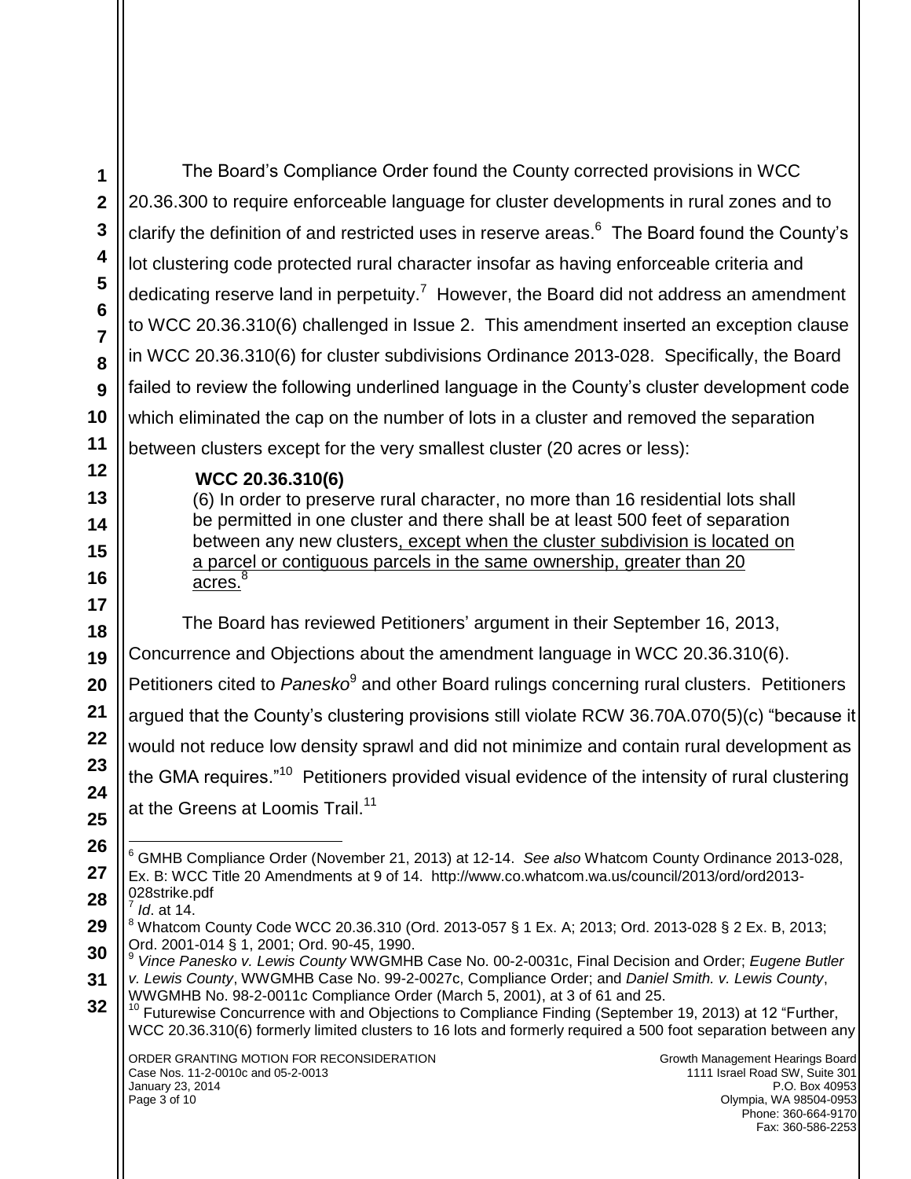The Board's Compliance Order found the County corrected provisions in WCC 20.36.300 to require enforceable language for cluster developments in rural zones and to clarify the definition of and restricted uses in reserve areas.[6] The Board found the County's lot clustering code protected rural character insofar as having enforceable criteria and dedicating reserve land in perpetuity.[7] However, the Board did not address an amendment to WCC 20.36.310(6) challenged in Issue 2. This amendment inserted an exception clause in WCC 20.36.310(6) for cluster subdivisions Ordinance 2013-028. Specifically, the Board failed to review the following underlined language in the County's cluster development code which eliminated the cap on the number of lots in a cluster and removed the separation between clusters except for the very smallest cluster (20 acres or less):

> **WCC 20.36.310(6)**
> (6) In order to preserve rural character, no more than 16 residential lots shall be permitted in one cluster and there shall be at least 500 feet of separation between any new clusters<u>, except when the cluster subdivision is located on a parcel or contiguous parcels in the same ownership, greater than 20 acres.</u>[8]

The Board has reviewed Petitioners' argument in their September 16, 2013, Concurrence and Objections about the amendment language in WCC 20.36.310(6). Petitioners cited to *Panesko*[9] and other Board rulings concerning rural clusters. Petitioners argued that the County's clustering provisions still violate RCW 36.70A.070(5)(c) "because it would not reduce low density sprawl and did not minimize and contain rural development as the GMA requires."[10] Petitioners provided visual evidence of the intensity of rural clustering at the Greens at Loomis Trail.[11]

---

[6] GMHB Compliance Order (November 21, 2013) at 12-14. *See also* Whatcom County Ordinance 2013-028, Ex. B: WCC Title 20 Amendments at 9 of 14. http://www.co.whatcom.wa.us/council/2013/ord/ord2013-028strike.pdf

[7] *Id*. at 14.

[8] Whatcom County Code WCC 20.36.310 (Ord. 2013-057 § 1 Ex. A; 2013; Ord. 2013-028 § 2 Ex. B, 2013; Ord. 2001-014 § 1, 2001; Ord. 90-45, 1990.

[9] *Vince Panesko v. Lewis County* WWGMHB Case No. 00-2-0031c, Final Decision and Order; *Eugene Butler v. Lewis County*, WWGMHB Case No. 99-2-0027c, Compliance Order; and *Daniel Smith. v. Lewis County*, WWGMHB No. 98-2-0011c Compliance Order (March 5, 2001), at 3 of 61 and 25.

[10] Futurewise Concurrence with and Objections to Compliance Finding (September 19, 2013) at 12 "Further, WCC 20.36.310(6) formerly limited clusters to 16 lots and formerly required a 500 foot separation between any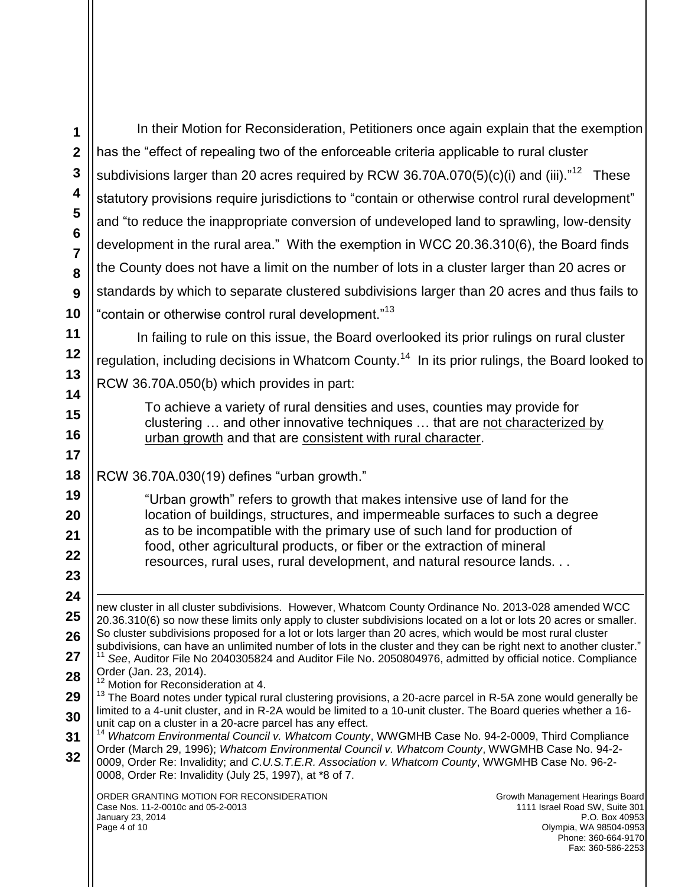In their Motion for Reconsideration, Petitioners once again explain that the exemption has the "effect of repealing two of the enforceable criteria applicable to rural cluster subdivisions larger than 20 acres required by RCW 36.70A.070(5)(c)(i) and (iii)."[12] These statutory provisions require jurisdictions to "contain or otherwise control rural development" and "to reduce the inappropriate conversion of undeveloped land to sprawling, low-density development in the rural area." With the exemption in WCC 20.36.310(6), the Board finds the County does not have a limit on the number of lots in a cluster larger than 20 acres or standards by which to separate clustered subdivisions larger than 20 acres and thus fails to "contain or otherwise control rural development."[13]

In failing to rule on this issue, the Board overlooked its prior rulings on rural cluster regulation, including decisions in Whatcom County.[14] In its prior rulings, the Board looked to RCW 36.70A.050(b) which provides in part:

> To achieve a variety of rural densities and uses, counties may provide for clustering … and other innovative techniques … that are <u>not characterized by urban growth</u> and that are <u>consistent with rural character</u>.

RCW 36.70A.030(19) defines "urban growth."

> "Urban growth" refers to growth that makes intensive use of land for the location of buildings, structures, and impermeable surfaces to such a degree as to be incompatible with the primary use of such land for production of food, other agricultural products, or fiber or the extraction of mineral resources, rural uses, rural development, and natural resource lands. . .

---

new cluster in all cluster subdivisions. However, Whatcom County Ordinance No. 2013-028 amended WCC 20.36.310(6) so now these limits only apply to cluster subdivisions located on a lot or lots 20 acres or smaller. So cluster subdivisions proposed for a lot or lots larger than 20 acres, which would be most rural cluster subdivisions, can have an unlimited number of lots in the cluster and they can be right next to another cluster."

[11] *See*, Auditor File No 2040305824 and Auditor File No. 2050804976, admitted by official notice. Compliance Order (Jan. 23, 2014).

[12] Motion for Reconsideration at 4.

[13] The Board notes under typical rural clustering provisions, a 20-acre parcel in R-5A zone would generally be limited to a 4-unit cluster, and in R-2A would be limited to a 10-unit cluster. The Board queries whether a 16-unit cap on a cluster in a 20-acre parcel has any effect.

[14] *Whatcom Environmental Council v. Whatcom County*, WWGMHB Case No. 94-2-0009, Third Compliance Order (March 29, 1996); *Whatcom Environmental Council v. Whatcom County*, WWGMHB Case No. 94-2-0009, Order Re: Invalidity; and *C.U.S.T.E.R. Association v. Whatcom County*, WWGMHB Case No. 96-2-0008, Order Re: Invalidity (July 25, 1997), at *8 of 7.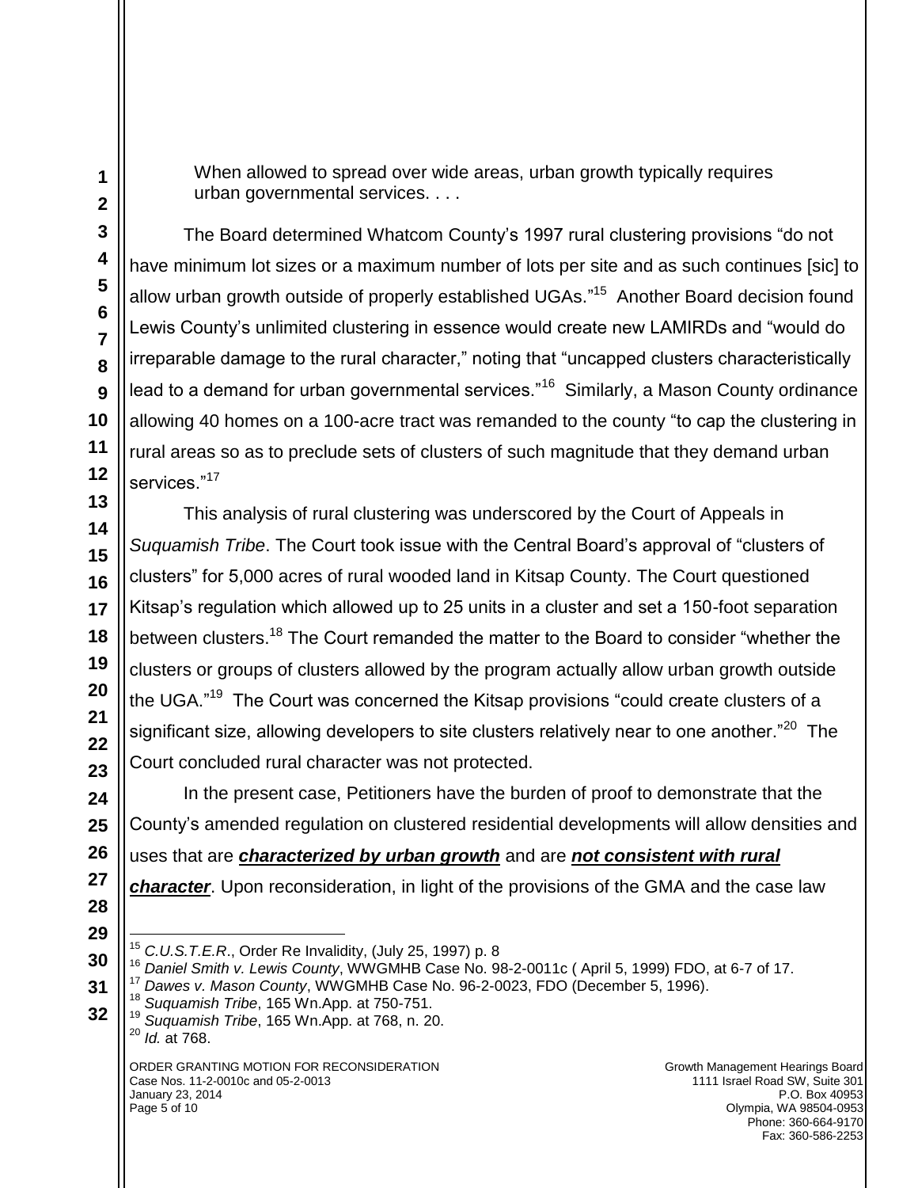> When allowed to spread over wide areas, urban growth typically requires urban governmental services. . . .

The Board determined Whatcom County's 1997 rural clustering provisions "do not have minimum lot sizes or a maximum number of lots per site and as such continues [sic] to allow urban growth outside of properly established UGAs."[15] Another Board decision found Lewis County's unlimited clustering in essence would create new LAMIRDs and "would do irreparable damage to the rural character," noting that "uncapped clusters characteristically lead to a demand for urban governmental services."[16] Similarly, a Mason County ordinance allowing 40 homes on a 100-acre tract was remanded to the county "to cap the clustering in rural areas so as to preclude sets of clusters of such magnitude that they demand urban services."[17]

This analysis of rural clustering was underscored by the Court of Appeals in *Suquamish Tribe*. The Court took issue with the Central Board's approval of "clusters of clusters" for 5,000 acres of rural wooded land in Kitsap County. The Court questioned Kitsap's regulation which allowed up to 25 units in a cluster and set a 150-foot separation between clusters.[18] The Court remanded the matter to the Board to consider "whether the clusters or groups of clusters allowed by the program actually allow urban growth outside the UGA."[19] The Court was concerned the Kitsap provisions "could create clusters of a significant size, allowing developers to site clusters relatively near to one another."[20] The Court concluded rural character was not protected.

In the present case, Petitioners have the burden of proof to demonstrate that the County's amended regulation on clustered residential developments will allow densities and uses that are ***characterized by urban growth*** and are ***not consistent with rural character***. Upon reconsideration, in light of the provisions of the GMA and the case law

---

[15] *C.U.S.T.E.R.*, Order Re Invalidity, (July 25, 1997) p. 8
[16] *Daniel Smith v. Lewis County*, WWGMHB Case No. 98-2-0011c ( April 5, 1999) FDO, at 6-7 of 17.
[17] *Dawes v. Mason County*, WWGMHB Case No. 96-2-0023, FDO (December 5, 1996).
[18] *Suquamish Tribe*, 165 Wn.App. at 750-751.
[19] *Suquamish Tribe*, 165 Wn.App. at 768, n. 20.
[20] *Id.* at 768.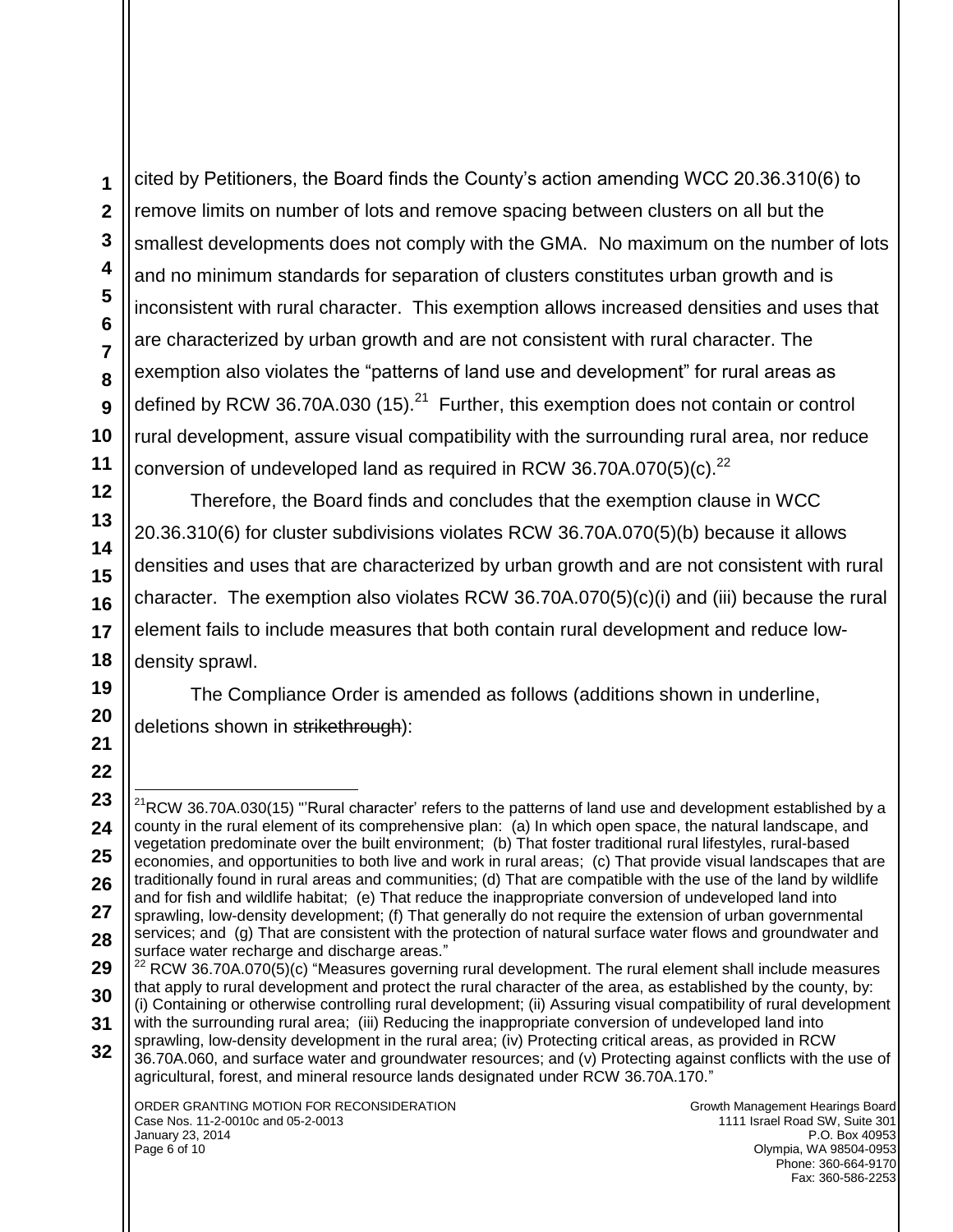cited by Petitioners, the Board finds the County's action amending WCC 20.36.310(6) to remove limits on number of lots and remove spacing between clusters on all but the smallest developments does not comply with the GMA. No maximum on the number of lots and no minimum standards for separation of clusters constitutes urban growth and is inconsistent with rural character. This exemption allows increased densities and uses that are characterized by urban growth and are not consistent with rural character. The exemption also violates the "patterns of land use and development" for rural areas as defined by RCW 36.70A.030 (15).[21] Further, this exemption does not contain or control rural development, assure visual compatibility with the surrounding rural area, nor reduce conversion of undeveloped land as required in RCW 36.70A.070(5)(c).[22]

Therefore, the Board finds and concludes that the exemption clause in WCC 20.36.310(6) for cluster subdivisions violates RCW 36.70A.070(5)(b) because it allows densities and uses that are characterized by urban growth and are not consistent with rural character. The exemption also violates RCW 36.70A.070(5)(c)(i) and (iii) because the rural element fails to include measures that both contain rural development and reduce low-density sprawl.

The Compliance Order is amended as follows (additions shown in underline, deletions shown in ~~strikethrough~~):

---

[21] RCW 36.70A.030(15) "'Rural character' refers to the patterns of land use and development established by a county in the rural element of its comprehensive plan: (a) In which open space, the natural landscape, and vegetation predominate over the built environment; (b) That foster traditional rural lifestyles, rural-based economies, and opportunities to both live and work in rural areas; (c) That provide visual landscapes that are traditionally found in rural areas and communities; (d) That are compatible with the use of the land by wildlife and for fish and wildlife habitat; (e) That reduce the inappropriate conversion of undeveloped land into sprawling, low-density development; (f) That generally do not require the extension of urban governmental services; and (g) That are consistent with the protection of natural surface water flows and groundwater and surface water recharge and discharge areas."

[22] RCW 36.70A.070(5)(c) "Measures governing rural development. The rural element shall include measures that apply to rural development and protect the rural character of the area, as established by the county, by: (i) Containing or otherwise controlling rural development; (ii) Assuring visual compatibility of rural development with the surrounding rural area; (iii) Reducing the inappropriate conversion of undeveloped land into sprawling, low-density development in the rural area; (iv) Protecting critical areas, as provided in RCW 36.70A.060, and surface water and groundwater resources; and (v) Protecting against conflicts with the use of agricultural, forest, and mineral resource lands designated under RCW 36.70A.170."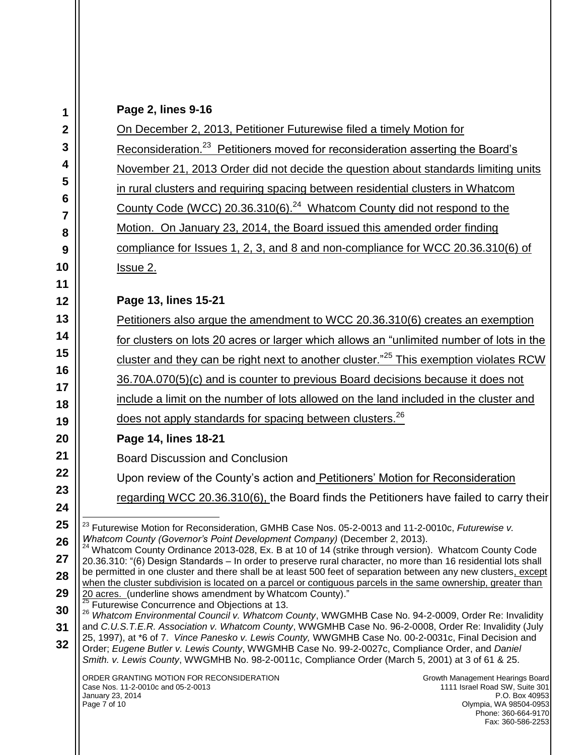**Page 2, lines 9-16**

On December 2, 2013, Petitioner Futurewise filed a timely Motion for Reconsideration.[23] Petitioners moved for reconsideration asserting the Board's November 21, 2013 Order did not decide the question about standards limiting units in rural clusters and requiring spacing between residential clusters in Whatcom County Code (WCC) 20.36.310(6).[24] Whatcom County did not respond to the Motion. On January 23, 2014, the Board issued this amended order finding compliance for Issues 1, 2, 3, and 8 and non-compliance for WCC 20.36.310(6) of Issue 2.

**Page 13, lines 15-21**

Petitioners also argue the amendment to WCC 20.36.310(6) creates an exemption for clusters on lots 20 acres or larger which allows an "unlimited number of lots in the cluster and they can be right next to another cluster."[25] This exemption violates RCW 36.70A.070(5)(c) and is counter to previous Board decisions because it does not include a limit on the number of lots allowed on the land included in the cluster and does not apply standards for spacing between clusters.[26]

**Page 14, lines 18-21**

Board Discussion and Conclusion

Upon review of the County's action and Petitioners' Motion for Reconsideration regarding WCC 20.36.310(6), the Board finds the Petitioners have failed to carry their

---

[23] Futurewise Motion for Reconsideration, GMHB Case Nos. 05-2-0013 and 11-2-0010c, *Futurewise v. Whatcom County (Governor's Point Development Company)* (December 2, 2013).

[24] Whatcom County Ordinance 2013-028, Ex. B at 10 of 14 (strike through version). Whatcom County Code 20.36.310: "(6) Design Standards – In order to preserve rural character, no more than 16 residential lots shall be permitted in one cluster and there shall be at least 500 feet of separation between any new clusters, except when the cluster subdivision is located on a parcel or contiguous parcels in the same ownership, greater than 20 acres. (underline shows amendment by Whatcom County)."

[25] Futurewise Concurrence and Objections at 13.

[26] *Whatcom Environmental Council v. Whatcom County*, WWGMHB Case No. 94-2-0009, Order Re: Invalidity and *C.U.S.T.E.R. Association v. Whatcom County*, WWGMHB Case No. 96-2-0008, Order Re: Invalidity (July 25, 1997), at *6 of 7. *Vince Panesko v. Lewis County,* WWGMHB Case No. 00-2-0031c, Final Decision and Order; *Eugene Butler v. Lewis County*, WWGMHB Case No. 99-2-0027c, Compliance Order, and *Daniel Smith. v. Lewis County*, WWGMHB No. 98-2-0011c, Compliance Order (March 5, 2001) at 3 of 61 & 25.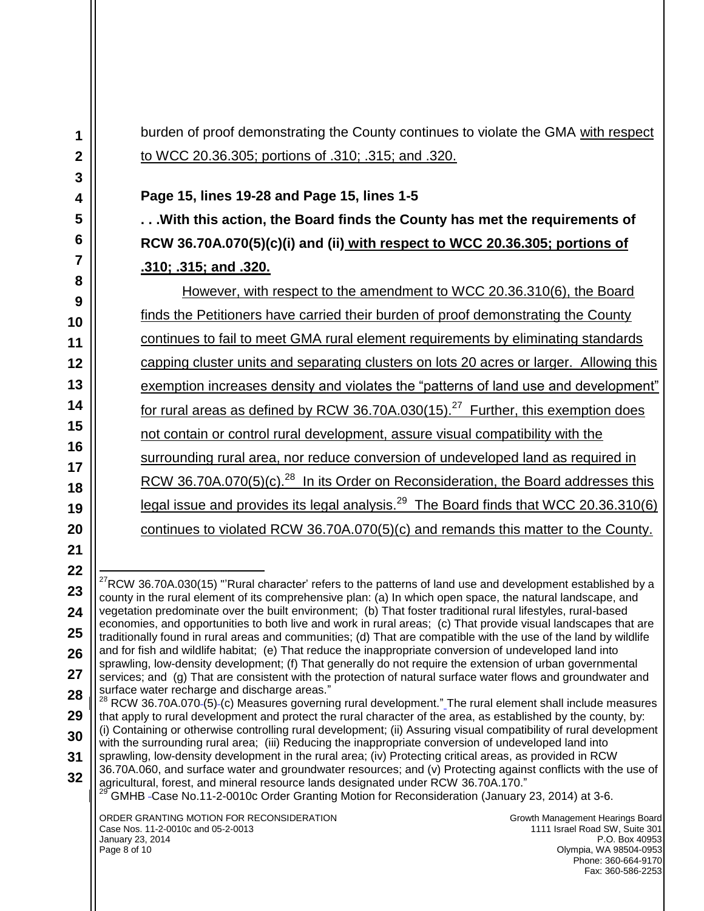burden of proof demonstrating the County continues to violate the GMA <u>with respect to WCC 20.36.305; portions of .310; .315; and .320.</u>

**Page 15, lines 19-28 and Page 15, lines 1-5**

**. . .With this action, the Board finds the County has met the requirements of RCW 36.70A.070(5)(c)(i) and (ii) <u>with respect to WCC 20.36.305; portions of .310; .315; and .320.</u>**

<u>However, with respect to the amendment to WCC 20.36.310(6), the Board finds the Petitioners have carried their burden of proof demonstrating the County continues to fail to meet GMA rural element requirements by eliminating standards capping cluster units and separating clusters on lots 20 acres or larger. Allowing this exemption increases density and violates the "patterns of land use and development" for rural areas as defined by RCW 36.70A.030(15).[27] Further, this exemption does not contain or control rural development, assure visual compatibility with the surrounding rural area, nor reduce conversion of undeveloped land as required in RCW 36.70A.070(5)(c).[28] In its Order on Reconsideration, the Board addresses this legal issue and provides its legal analysis.[29] The Board finds that WCC 20.36.310(6) continues to violated RCW 36.70A.070(5)(c) and remands this matter to the County.</u>

---

[27] RCW 36.70A.030(15) "'Rural character' refers to the patterns of land use and development established by a county in the rural element of its comprehensive plan: (a) In which open space, the natural landscape, and vegetation predominate over the built environment; (b) That foster traditional rural lifestyles, rural-based economies, and opportunities to both live and work in rural areas; (c) That provide visual landscapes that are traditionally found in rural areas and communities; (d) That are compatible with the use of the land by wildlife and for fish and wildlife habitat; (e) That reduce the inappropriate conversion of undeveloped land into sprawling, low-density development; (f) That generally do not require the extension of urban governmental services; and (g) That are consistent with the protection of natural surface water flows and groundwater and surface water recharge and discharge areas."

[28] RCW 36.70A.070 (5) (c) Measures governing rural development." The rural element shall include measures that apply to rural development and protect the rural character of the area, as established by the county, by: (i) Containing or otherwise controlling rural development; (ii) Assuring visual compatibility of rural development with the surrounding rural area; (iii) Reducing the inappropriate conversion of undeveloped land into sprawling, low-density development in the rural area; (iv) Protecting critical areas, as provided in RCW 36.70A.060, and surface water and groundwater resources; and (v) Protecting against conflicts with the use of agricultural, forest, and mineral resource lands designated under RCW 36.70A.170."

[29] GMHB Case No.11-2-0010c Order Granting Motion for Reconsideration (January 23, 2014) at 3-6.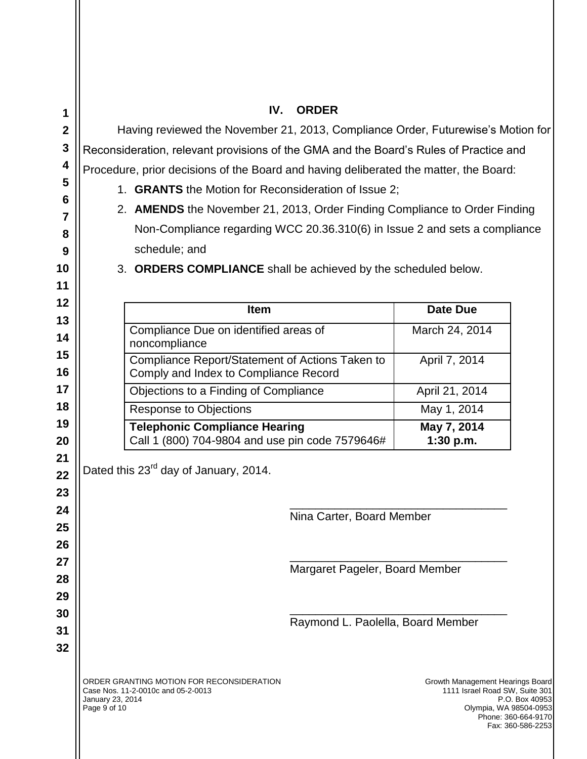## IV. ORDER

Having reviewed the November 21, 2013, Compliance Order, Futurewise's Motion for Reconsideration, relevant provisions of the GMA and the Board's Rules of Practice and Procedure, prior decisions of the Board and having deliberated the matter, the Board:

1. **GRANTS** the Motion for Reconsideration of Issue 2;
2. **AMENDS** the November 21, 2013, Order Finding Compliance to Order Finding Non-Compliance regarding WCC 20.36.310(6) in Issue 2 and sets a compliance schedule; and
3. **ORDERS COMPLIANCE** shall be achieved by the scheduled below.

| Item | Date Due |
|---|---|
| Compliance Due on identified areas of noncompliance | March 24, 2014 |
| Compliance Report/Statement of Actions Taken to Comply and Index to Compliance Record | April 7, 2014 |
| Objections to a Finding of Compliance | April 21, 2014 |
| Response to Objections | May 1, 2014 |
| **Telephonic Compliance Hearing** Call 1 (800) 704-9804 and use pin code 7579646# | **May 7, 2014 1:30 p.m.** |

Dated this 23rd day of January, 2014.

\_\_\_\_\_\_\_\_\_\_\_\_\_\_\_\_\_\_\_\_\_\_\_\_\_\_\_\_\_\_\_\_\_\_
Nina Carter, Board Member

\_\_\_\_\_\_\_\_\_\_\_\_\_\_\_\_\_\_\_\_\_\_\_\_\_\_\_\_\_\_\_\_\_\_
Margaret Pageler, Board Member

\_\_\_\_\_\_\_\_\_\_\_\_\_\_\_\_\_\_\_\_\_\_\_\_\_\_\_\_\_\_\_\_\_\_
Raymond L. Paolella, Board Member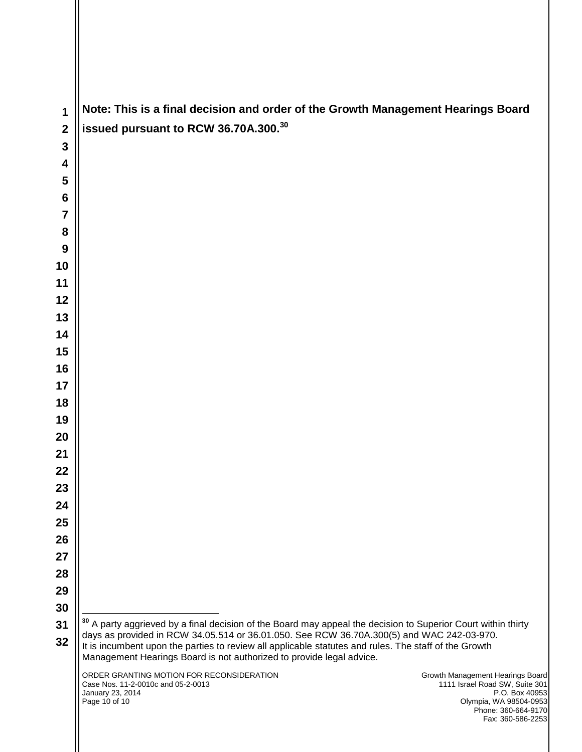**Note: This is a final decision and order of the Growth Management Hearings Board issued pursuant to RCW 36.70A.300.[30]**

---

[30] A party aggrieved by a final decision of the Board may appeal the decision to Superior Court within thirty days as provided in RCW 34.05.514 or 36.01.050. See RCW 36.70A.300(5) and WAC 242-03-970. It is incumbent upon the parties to review all applicable statutes and rules. The staff of the Growth Management Hearings Board is not authorized to provide legal advice.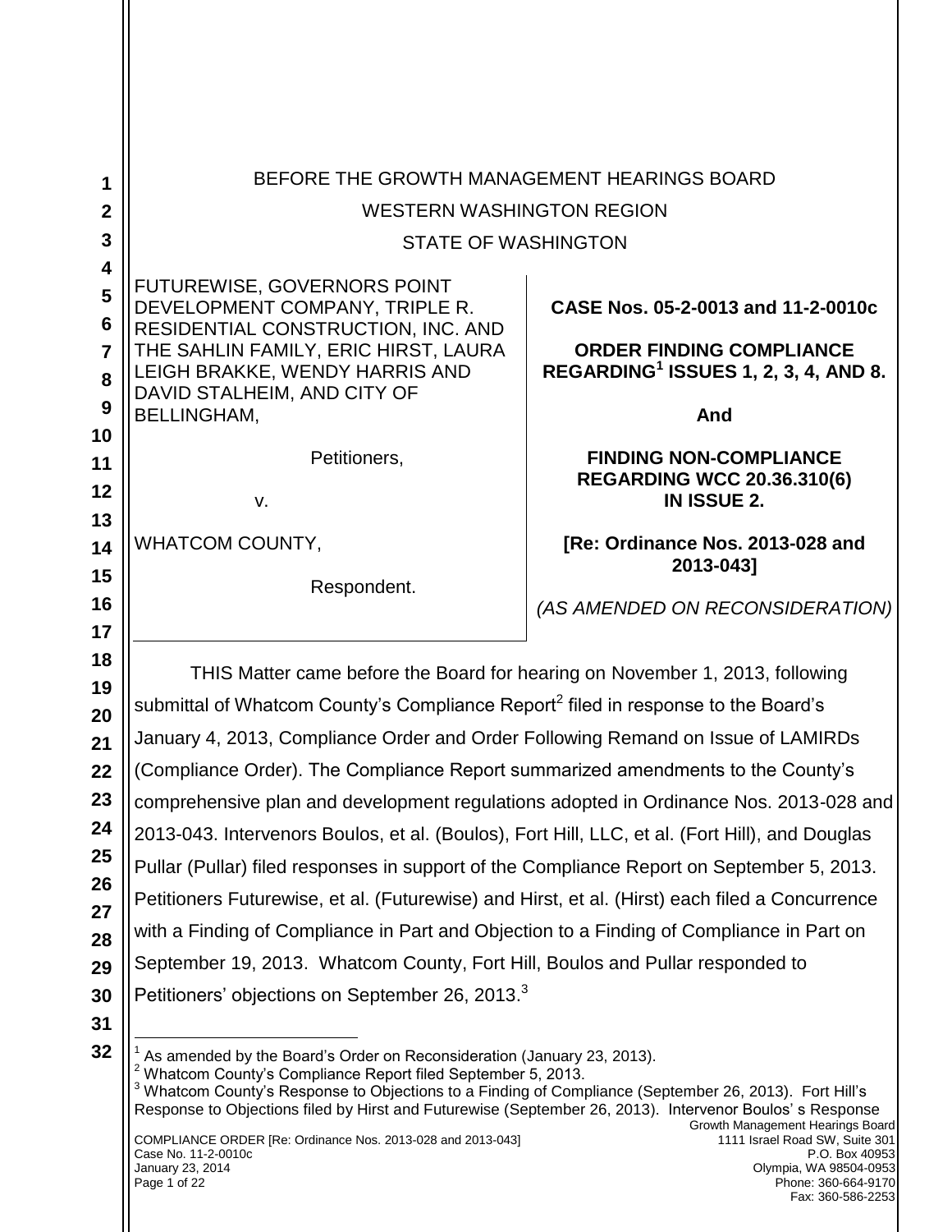BEFORE THE GROWTH MANAGEMENT HEARINGS BOARD

WESTERN WASHINGTON REGION

STATE OF WASHINGTON

| | |
|---|---|
| FUTUREWISE, GOVERNORS POINT DEVELOPMENT COMPANY, TRIPLE R. RESIDENTIAL CONSTRUCTION, INC. AND THE SAHLIN FAMILY, ERIC HIRST, LAURA LEIGH BRAKKE, WENDY HARRIS AND DAVID STALHEIM, AND CITY OF BELLINGHAM,<br><br>Petitioners,<br><br>v.<br><br>WHATCOM COUNTY,<br><br>Respondent. | **CASE Nos. 05-2-0013 and 11-2-0010c**<br><br>**ORDER FINDING COMPLIANCE REGARDING[1] ISSUES 1, 2, 3, 4, AND 8.**<br><br>**And**<br><br>**FINDING NON-COMPLIANCE REGARDING WCC 20.36.310(6) IN ISSUE 2.**<br><br>**[Re: Ordinance Nos. 2013-028 and 2013-043]**<br><br>*(AS AMENDED ON RECONSIDERATION)* |

THIS Matter came before the Board for hearing on November 1, 2013, following submittal of Whatcom County's Compliance Report[2] filed in response to the Board's January 4, 2013, Compliance Order and Order Following Remand on Issue of LAMIRDs (Compliance Order). The Compliance Report summarized amendments to the County's comprehensive plan and development regulations adopted in Ordinance Nos. 2013-028 and 2013-043. Intervenors Boulos, et al. (Boulos), Fort Hill, LLC, et al. (Fort Hill), and Douglas Pullar (Pullar) filed responses in support of the Compliance Report on September 5, 2013. Petitioners Futurewise, et al. (Futurewise) and Hirst, et al. (Hirst) each filed a Concurrence with a Finding of Compliance in Part and Objection to a Finding of Compliance in Part on September 19, 2013. Whatcom County, Fort Hill, Boulos and Pullar responded to Petitioners' objections on September 26, 2013.[3]

---

[1] As amended by the Board's Order on Reconsideration (January 23, 2013).

[2] Whatcom County's Compliance Report filed September 5, 2013.

[3] Whatcom County's Response to Objections to a Finding of Compliance (September 26, 2013). Fort Hill's Response to Objections filed by Hirst and Futurewise (September 26, 2013). Intervenor Boulos' s Response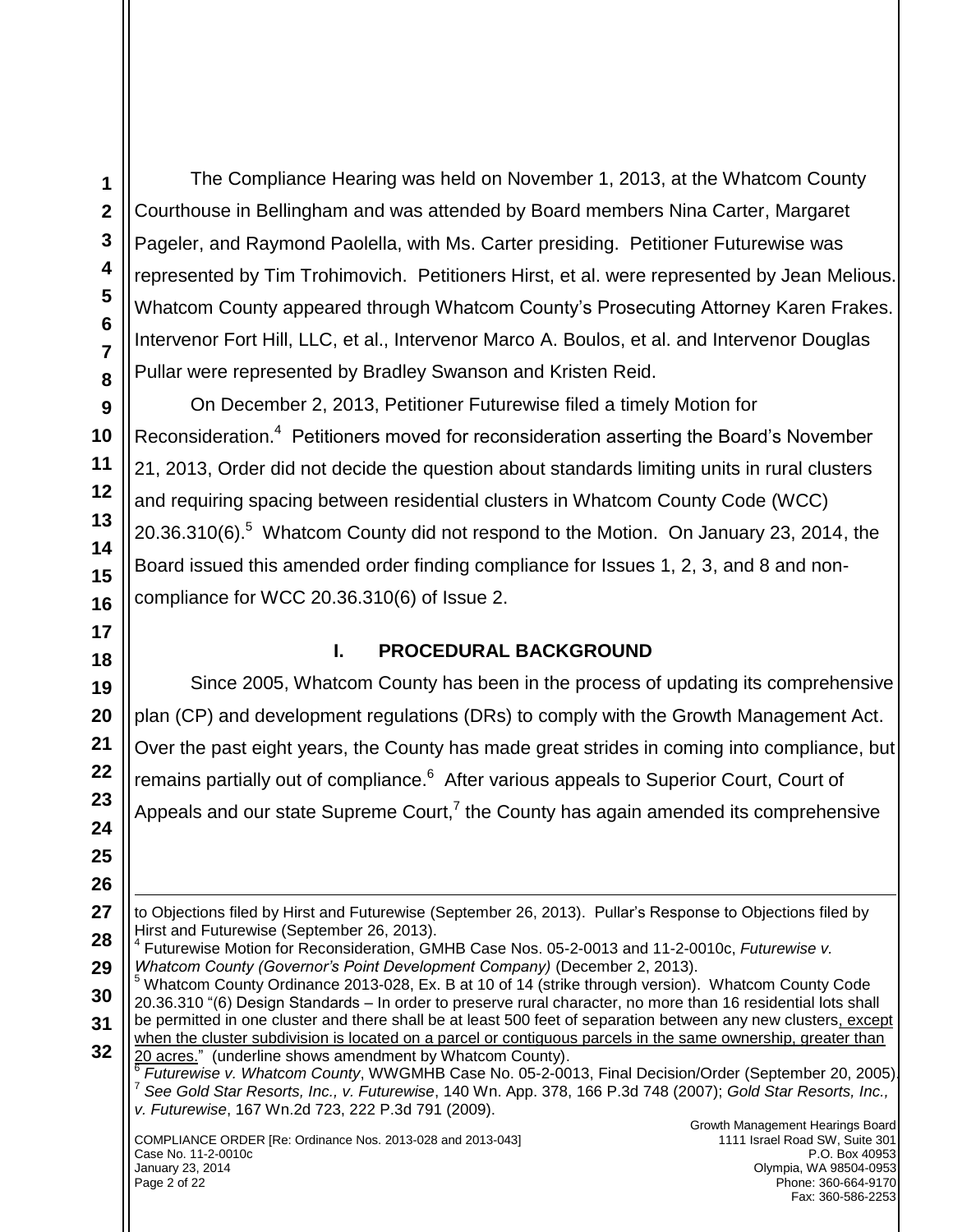The Compliance Hearing was held on November 1, 2013, at the Whatcom County Courthouse in Bellingham and was attended by Board members Nina Carter, Margaret Pageler, and Raymond Paolella, with Ms. Carter presiding. Petitioner Futurewise was represented by Tim Trohimovich. Petitioners Hirst, et al. were represented by Jean Melious. Whatcom County appeared through Whatcom County's Prosecuting Attorney Karen Frakes. Intervenor Fort Hill, LLC, et al., Intervenor Marco A. Boulos, et al. and Intervenor Douglas Pullar were represented by Bradley Swanson and Kristen Reid.

On December 2, 2013, Petitioner Futurewise filed a timely Motion for Reconsideration.[4] Petitioners moved for reconsideration asserting the Board's November 21, 2013, Order did not decide the question about standards limiting units in rural clusters and requiring spacing between residential clusters in Whatcom County Code (WCC) 20.36.310(6).[5] Whatcom County did not respond to the Motion. On January 23, 2014, the Board issued this amended order finding compliance for Issues 1, 2, 3, and 8 and non-compliance for WCC 20.36.310(6) of Issue 2.

## I. PROCEDURAL BACKGROUND

Since 2005, Whatcom County has been in the process of updating its comprehensive plan (CP) and development regulations (DRs) to comply with the Growth Management Act. Over the past eight years, the County has made great strides in coming into compliance, but remains partially out of compliance.[6] After various appeals to Superior Court, Court of Appeals and our state Supreme Court,[7] the County has again amended its comprehensive

---

to Objections filed by Hirst and Futurewise (September 26, 2013). Pullar's Response to Objections filed by Hirst and Futurewise (September 26, 2013).

[4] Futurewise Motion for Reconsideration, GMHB Case Nos. 05-2-0013 and 11-2-0010c, *Futurewise v. Whatcom County (Governor's Point Development Company)* (December 2, 2013).

[5] Whatcom County Ordinance 2013-028, Ex. B at 10 of 14 (strike through version). Whatcom County Code 20.36.310 "(6) Design Standards – In order to preserve rural character, no more than 16 residential lots shall be permitted in one cluster and there shall be at least 500 feet of separation between any new clusters<u>, except when the cluster subdivision is located on a parcel or contiguous parcels in the same ownership, greater than 20 acres.</u>" (underline shows amendment by Whatcom County).

[6] *Futurewise v. Whatcom County*, WWGMHB Case No. 05-2-0013, Final Decision/Order (September 20, 2005).

[7] *See Gold Star Resorts, Inc., v. Futurewise*, 140 Wn. App. 378, 166 P.3d 748 (2007); *Gold Star Resorts, Inc., v. Futurewise*, 167 Wn.2d 723, 222 P.3d 791 (2009).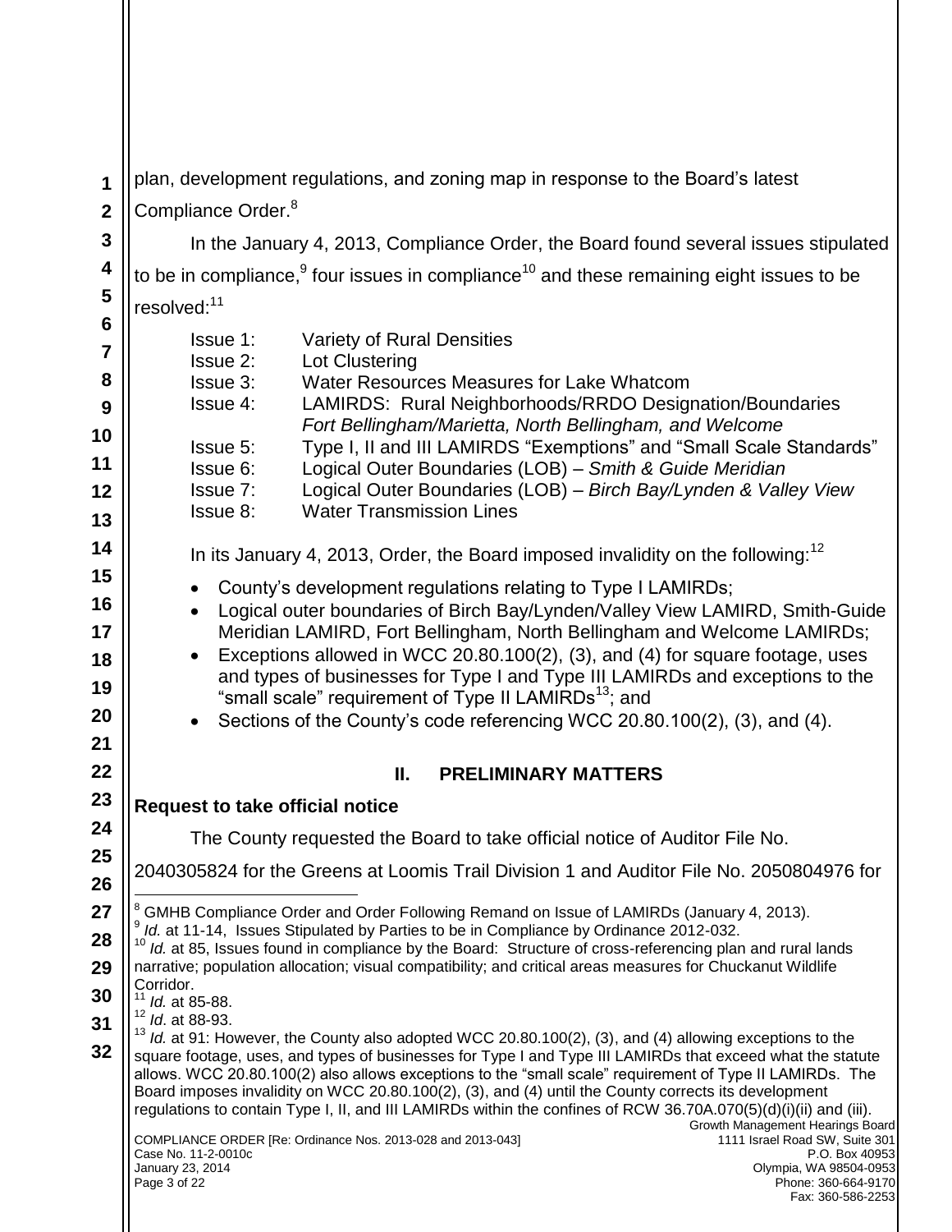plan, development regulations, and zoning map in response to the Board's latest Compliance Order.[8]

In the January 4, 2013, Compliance Order, the Board found several issues stipulated to be in compliance,[9] four issues in compliance[10] and these remaining eight issues to be resolved:[11]

Issue 1: Variety of Rural Densities
Issue 2: Lot Clustering
Issue 3: Water Resources Measures for Lake Whatcom
Issue 4: LAMIRDS: Rural Neighborhoods/RRDO Designation/Boundaries *Fort Bellingham/Marietta, North Bellingham, and Welcome*
Issue 5: Type I, II and III LAMIRDS "Exemptions" and "Small Scale Standards"
Issue 6: Logical Outer Boundaries (LOB) – *Smith & Guide Meridian*
Issue 7: Logical Outer Boundaries (LOB) – *Birch Bay/Lynden & Valley View*
Issue 8: Water Transmission Lines

In its January 4, 2013, Order, the Board imposed invalidity on the following:[12]

- County's development regulations relating to Type I LAMIRDs;
- Logical outer boundaries of Birch Bay/Lynden/Valley View LAMIRD, Smith-Guide Meridian LAMIRD, Fort Bellingham, North Bellingham and Welcome LAMIRDs;
- Exceptions allowed in WCC 20.80.100(2), (3), and (4) for square footage, uses and types of businesses for Type I and Type III LAMIRDs and exceptions to the "small scale" requirement of Type II LAMIRDs[13]; and
- Sections of the County's code referencing WCC 20.80.100(2), (3), and (4).

## II. PRELIMINARY MATTERS

**Request to take official notice**

The County requested the Board to take official notice of Auditor File No. 2040305824 for the Greens at Loomis Trail Division 1 and Auditor File No. 2050804976 for

---

[8] GMHB Compliance Order and Order Following Remand on Issue of LAMIRDs (January 4, 2013).
[9] *Id.* at 11-14, Issues Stipulated by Parties to be in Compliance by Ordinance 2012-032.
[10] *Id.* at 85, Issues found in compliance by the Board: Structure of cross-referencing plan and rural lands narrative; population allocation; visual compatibility; and critical areas measures for Chuckanut Wildlife Corridor.
[11] *Id.* at 85-88.
[12] *Id.* at 88-93.
[13] *Id.* at 91: However, the County also adopted WCC 20.80.100(2), (3), and (4) allowing exceptions to the square footage, uses, and types of businesses for Type I and Type III LAMIRDs that exceed what the statute allows. WCC 20.80.100(2) also allows exceptions to the "small scale" requirement of Type II LAMIRDs. The Board imposes invalidity on WCC 20.80.100(2), (3), and (4) until the County corrects its development regulations to contain Type I, II, and III LAMIRDs within the confines of RCW 36.70A.070(5)(d)(i)(ii) and (iii).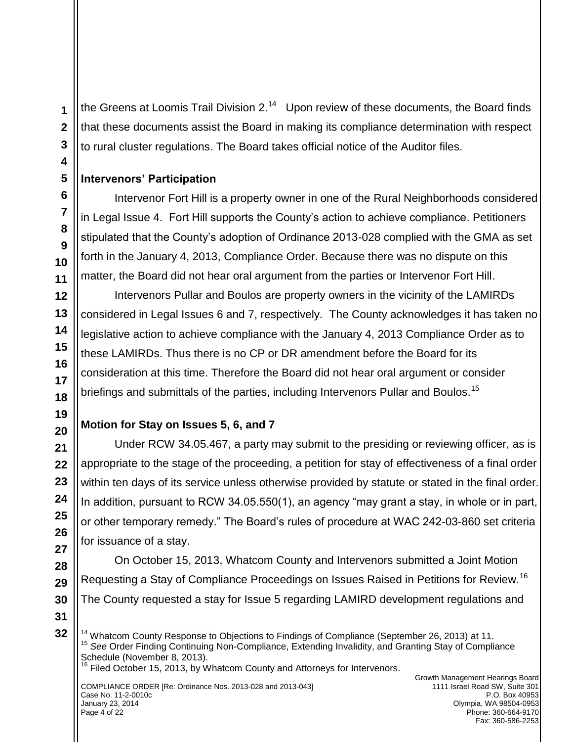the Greens at Loomis Trail Division 2.[14] Upon review of these documents, the Board finds that these documents assist the Board in making its compliance determination with respect to rural cluster regulations. The Board takes official notice of the Auditor files.

**Intervenors' Participation**

Intervenor Fort Hill is a property owner in one of the Rural Neighborhoods considered in Legal Issue 4. Fort Hill supports the County's action to achieve compliance. Petitioners stipulated that the County's adoption of Ordinance 2013-028 complied with the GMA as set forth in the January 4, 2013, Compliance Order. Because there was no dispute on this matter, the Board did not hear oral argument from the parties or Intervenor Fort Hill.

Intervenors Pullar and Boulos are property owners in the vicinity of the LAMIRDs considered in Legal Issues 6 and 7, respectively. The County acknowledges it has taken no legislative action to achieve compliance with the January 4, 2013 Compliance Order as to these LAMIRDs. Thus there is no CP or DR amendment before the Board for its consideration at this time. Therefore the Board did not hear oral argument or consider briefings and submittals of the parties, including Intervenors Pullar and Boulos.[15]

**Motion for Stay on Issues 5, 6, and 7**

Under RCW 34.05.467, a party may submit to the presiding or reviewing officer, as is appropriate to the stage of the proceeding, a petition for stay of effectiveness of a final order within ten days of its service unless otherwise provided by statute or stated in the final order. In addition, pursuant to RCW 34.05.550(1), an agency "may grant a stay, in whole or in part, or other temporary remedy." The Board's rules of procedure at WAC 242-03-860 set criteria for issuance of a stay.

On October 15, 2013, Whatcom County and Intervenors submitted a Joint Motion Requesting a Stay of Compliance Proceedings on Issues Raised in Petitions for Review.[16] The County requested a stay for Issue 5 regarding LAMIRD development regulations and

---

[14] Whatcom County Response to Objections to Findings of Compliance (September 26, 2013) at 11.

[15] *See* Order Finding Continuing Non-Compliance, Extending Invalidity, and Granting Stay of Compliance Schedule (November 8, 2013).

[16] Filed October 15, 2013, by Whatcom County and Attorneys for Intervenors.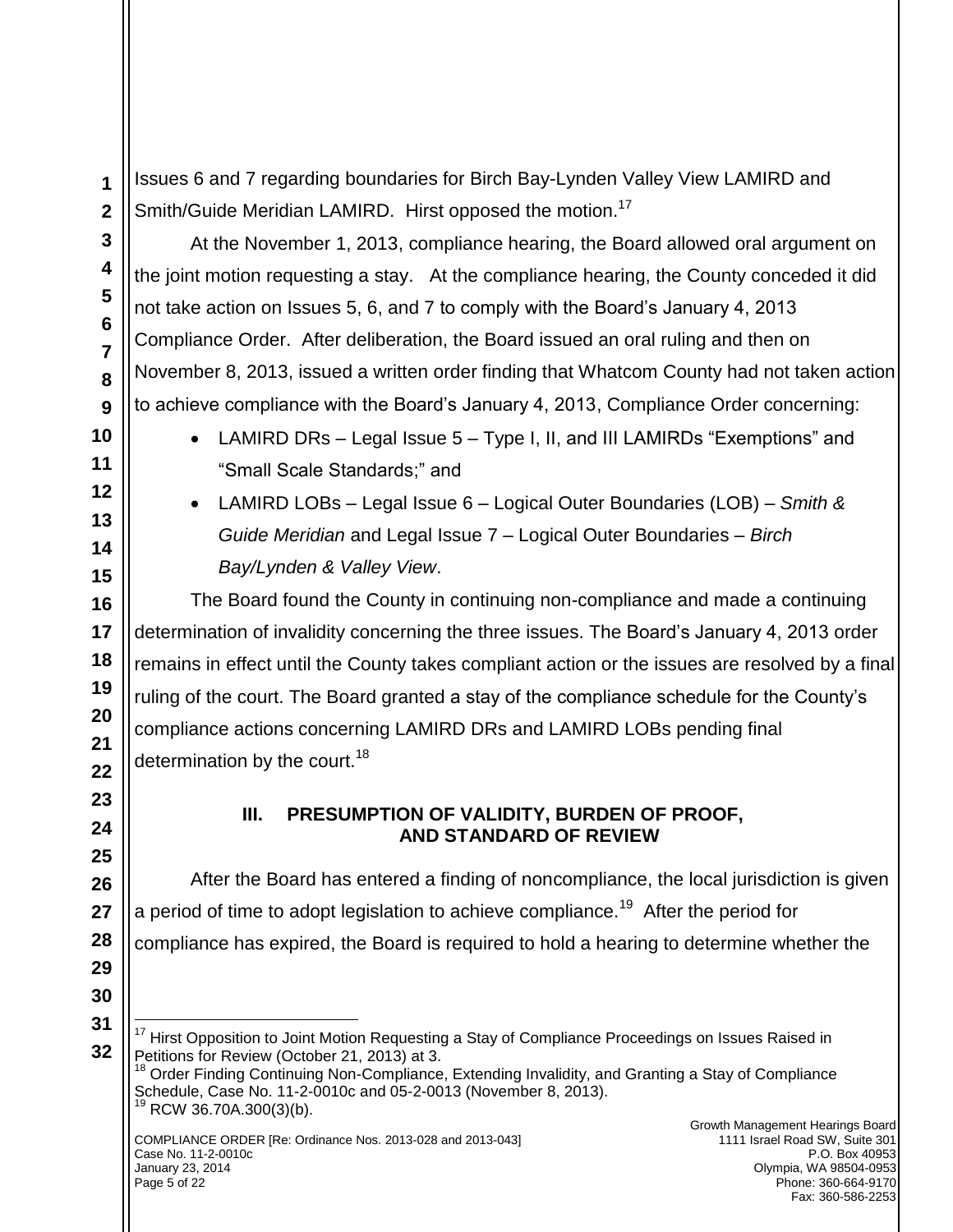Issues 6 and 7 regarding boundaries for Birch Bay-Lynden Valley View LAMIRD and Smith/Guide Meridian LAMIRD. Hirst opposed the motion.[17]

At the November 1, 2013, compliance hearing, the Board allowed oral argument on the joint motion requesting a stay. At the compliance hearing, the County conceded it did not take action on Issues 5, 6, and 7 to comply with the Board's January 4, 2013 Compliance Order. After deliberation, the Board issued an oral ruling and then on November 8, 2013, issued a written order finding that Whatcom County had not taken action to achieve compliance with the Board's January 4, 2013, Compliance Order concerning:

- LAMIRD DRs – Legal Issue 5 – Type I, II, and III LAMIRDs "Exemptions" and "Small Scale Standards;" and
- LAMIRD LOBs – Legal Issue 6 – Logical Outer Boundaries (LOB) – *Smith & Guide Meridian* and Legal Issue 7 – Logical Outer Boundaries – *Birch Bay/Lynden & Valley View*.

The Board found the County in continuing non-compliance and made a continuing determination of invalidity concerning the three issues. The Board's January 4, 2013 order remains in effect until the County takes compliant action or the issues are resolved by a final ruling of the court. The Board granted a stay of the compliance schedule for the County's compliance actions concerning LAMIRD DRs and LAMIRD LOBs pending final determination by the court.[18]

## III. PRESUMPTION OF VALIDITY, BURDEN OF PROOF, AND STANDARD OF REVIEW

After the Board has entered a finding of noncompliance, the local jurisdiction is given a period of time to adopt legislation to achieve compliance.[19] After the period for compliance has expired, the Board is required to hold a hearing to determine whether the

---

[17] Hirst Opposition to Joint Motion Requesting a Stay of Compliance Proceedings on Issues Raised in Petitions for Review (October 21, 2013) at 3.

[18] Order Finding Continuing Non-Compliance, Extending Invalidity, and Granting a Stay of Compliance Schedule, Case No. 11-2-0010c and 05-2-0013 (November 8, 2013).

[19] RCW 36.70A.300(3)(b).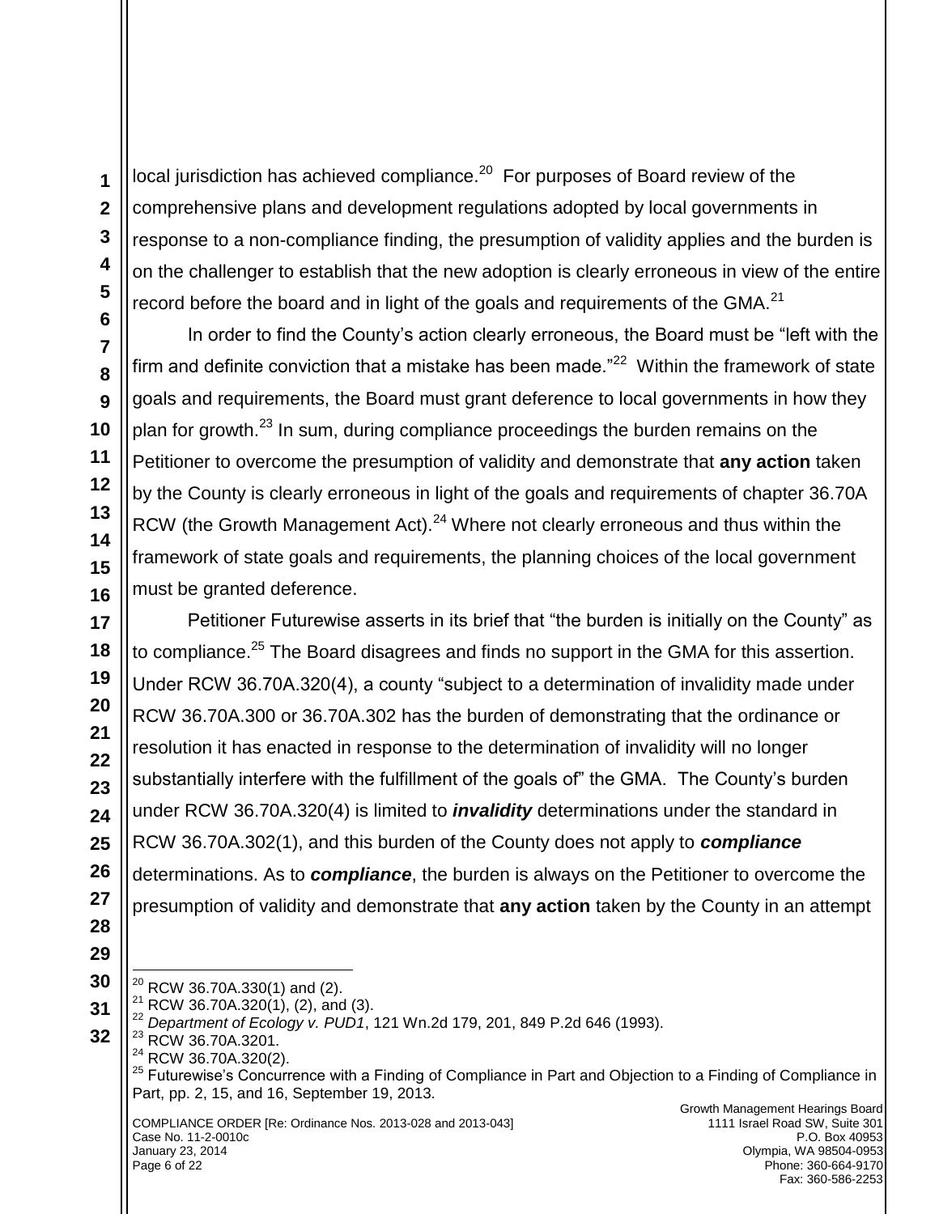local jurisdiction has achieved compliance.[20] For purposes of Board review of the comprehensive plans and development regulations adopted by local governments in response to a non-compliance finding, the presumption of validity applies and the burden is on the challenger to establish that the new adoption is clearly erroneous in view of the entire record before the board and in light of the goals and requirements of the GMA.[21]

In order to find the County's action clearly erroneous, the Board must be "left with the firm and definite conviction that a mistake has been made."[22] Within the framework of state goals and requirements, the Board must grant deference to local governments in how they plan for growth.[23] In sum, during compliance proceedings the burden remains on the Petitioner to overcome the presumption of validity and demonstrate that **any action** taken by the County is clearly erroneous in light of the goals and requirements of chapter 36.70A RCW (the Growth Management Act).[24] Where not clearly erroneous and thus within the framework of state goals and requirements, the planning choices of the local government must be granted deference.

Petitioner Futurewise asserts in its brief that "the burden is initially on the County" as to compliance.[25] The Board disagrees and finds no support in the GMA for this assertion. Under RCW 36.70A.320(4), a county "subject to a determination of invalidity made under RCW 36.70A.300 or 36.70A.302 has the burden of demonstrating that the ordinance or resolution it has enacted in response to the determination of invalidity will no longer substantially interfere with the fulfillment of the goals of" the GMA. The County's burden under RCW 36.70A.320(4) is limited to ***invalidity*** determinations under the standard in RCW 36.70A.302(1), and this burden of the County does not apply to ***compliance*** determinations. As to ***compliance***, the burden is always on the Petitioner to overcome the presumption of validity and demonstrate that **any action** taken by the County in an attempt

---

[20] RCW 36.70A.330(1) and (2).

[21] RCW 36.70A.320(1), (2), and (3).

[22] *Department of Ecology v. PUD1*, 121 Wn.2d 179, 201, 849 P.2d 646 (1993).

[23] RCW 36.70A.3201.

[24] RCW 36.70A.320(2).

[25] Futurewise's Concurrence with a Finding of Compliance in Part and Objection to a Finding of Compliance in Part, pp. 2, 15, and 16, September 19, 2013.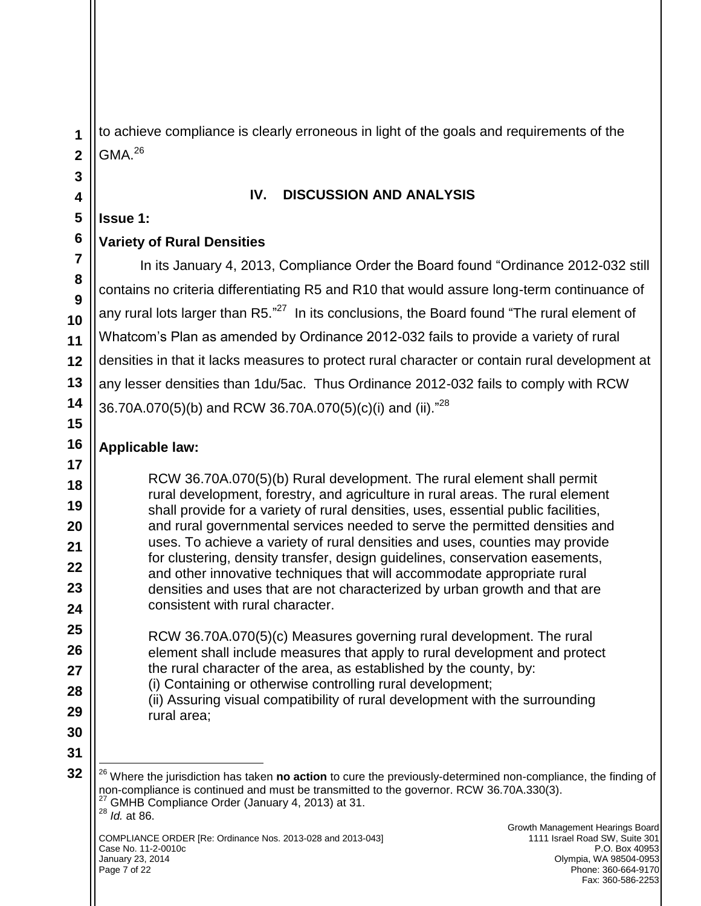to achieve compliance is clearly erroneous in light of the goals and requirements of the GMA.[26]

## IV. DISCUSSION AND ANALYSIS

**Issue 1:**

**Variety of Rural Densities**

In its January 4, 2013, Compliance Order the Board found "Ordinance 2012-032 still contains no criteria differentiating R5 and R10 that would assure long-term continuance of any rural lots larger than R5."[27] In its conclusions, the Board found "The rural element of Whatcom's Plan as amended by Ordinance 2012-032 fails to provide a variety of rural densities in that it lacks measures to protect rural character or contain rural development at any lesser densities than 1du/5ac. Thus Ordinance 2012-032 fails to comply with RCW 36.70A.070(5)(b) and RCW 36.70A.070(5)(c)(i) and (ii)."[28]

**Applicable law:**

> RCW 36.70A.070(5)(b) Rural development. The rural element shall permit rural development, forestry, and agriculture in rural areas. The rural element shall provide for a variety of rural densities, uses, essential public facilities, and rural governmental services needed to serve the permitted densities and uses. To achieve a variety of rural densities and uses, counties may provide for clustering, density transfer, design guidelines, conservation easements, and other innovative techniques that will accommodate appropriate rural densities and uses that are not characterized by urban growth and that are consistent with rural character.
>
> RCW 36.70A.070(5)(c) Measures governing rural development. The rural element shall include measures that apply to rural development and protect the rural character of the area, as established by the county, by:
> (i) Containing or otherwise controlling rural development;
> (ii) Assuring visual compatibility of rural development with the surrounding rural area;

---

[26] Where the jurisdiction has taken **no action** to cure the previously-determined non-compliance, the finding of non-compliance is continued and must be transmitted to the governor. RCW 36.70A.330(3).

[27] GMHB Compliance Order (January 4, 2013) at 31.

[28] *Id.* at 86.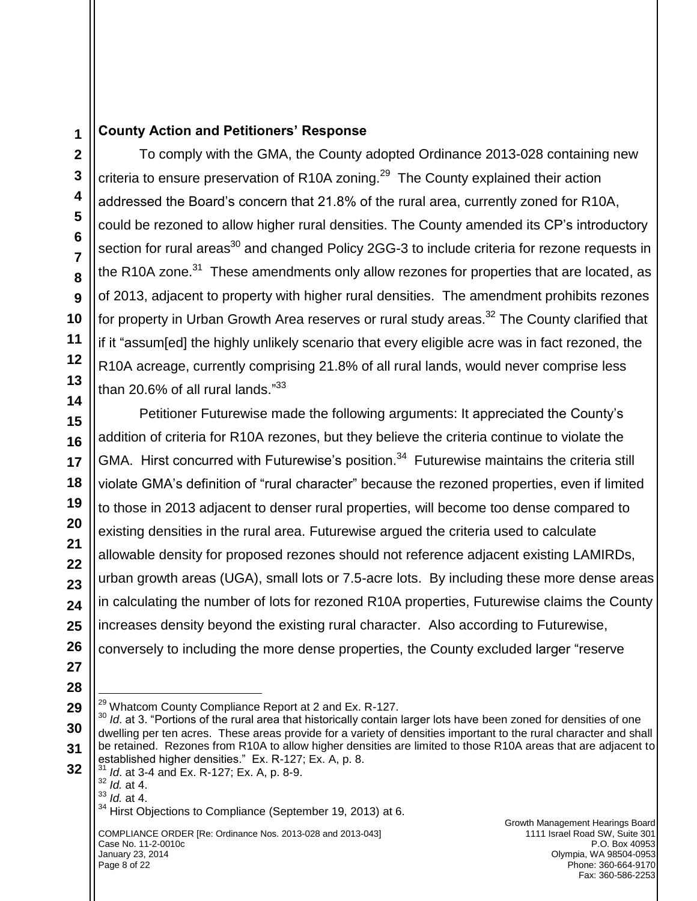**County Action and Petitioners' Response**

To comply with the GMA, the County adopted Ordinance 2013-028 containing new criteria to ensure preservation of R10A zoning.[29] The County explained their action addressed the Board's concern that 21.8% of the rural area, currently zoned for R10A, could be rezoned to allow higher rural densities. The County amended its CP's introductory section for rural areas[30] and changed Policy 2GG-3 to include criteria for rezone requests in the R10A zone.[31] These amendments only allow rezones for properties that are located, as of 2013, adjacent to property with higher rural densities. The amendment prohibits rezones for property in Urban Growth Area reserves or rural study areas.[32] The County clarified that if it "assum[ed] the highly unlikely scenario that every eligible acre was in fact rezoned, the R10A acreage, currently comprising 21.8% of all rural lands, would never comprise less than 20.6% of all rural lands."[33]

Petitioner Futurewise made the following arguments: It appreciated the County's addition of criteria for R10A rezones, but they believe the criteria continue to violate the GMA. Hirst concurred with Futurewise's position.[34] Futurewise maintains the criteria still violate GMA's definition of "rural character" because the rezoned properties, even if limited to those in 2013 adjacent to denser rural properties, will become too dense compared to existing densities in the rural area. Futurewise argued the criteria used to calculate allowable density for proposed rezones should not reference adjacent existing LAMIRDs, urban growth areas (UGA), small lots or 7.5-acre lots. By including these more dense areas in calculating the number of lots for rezoned R10A properties, Futurewise claims the County increases density beyond the existing rural character. Also according to Futurewise, conversely to including the more dense properties, the County excluded larger "reserve

---

[29] Whatcom County Compliance Report at 2 and Ex. R-127.

[30] *Id*. at 3. "Portions of the rural area that historically contain larger lots have been zoned for densities of one dwelling per ten acres. These areas provide for a variety of densities important to the rural character and shall be retained. Rezones from R10A to allow higher densities are limited to those R10A areas that are adjacent to established higher densities." Ex. R-127; Ex. A, p. 8.

[31] *Id*. at 3-4 and Ex. R-127; Ex. A, p. 8-9.

[32] *Id.* at 4.

[33] *Id.* at 4.

[34] Hirst Objections to Compliance (September 19, 2013) at 6.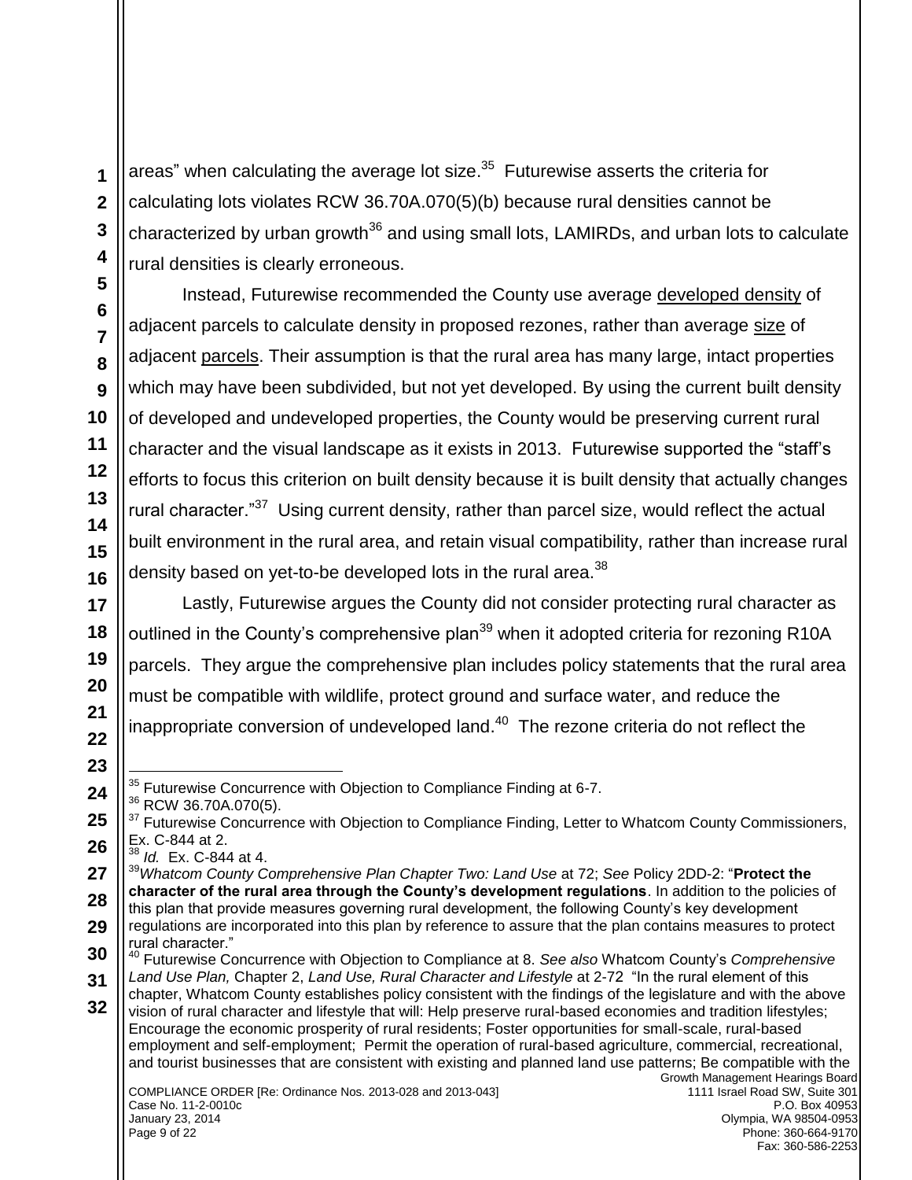areas" when calculating the average lot size.[35] Futurewise asserts the criteria for calculating lots violates RCW 36.70A.070(5)(b) because rural densities cannot be characterized by urban growth[36] and using small lots, LAMIRDs, and urban lots to calculate rural densities is clearly erroneous.

Instead, Futurewise recommended the County use average developed density of adjacent parcels to calculate density in proposed rezones, rather than average size of adjacent parcels. Their assumption is that the rural area has many large, intact properties which may have been subdivided, but not yet developed. By using the current built density of developed and undeveloped properties, the County would be preserving current rural character and the visual landscape as it exists in 2013. Futurewise supported the "staff's efforts to focus this criterion on built density because it is built density that actually changes rural character."[37] Using current density, rather than parcel size, would reflect the actual built environment in the rural area, and retain visual compatibility, rather than increase rural density based on yet-to-be developed lots in the rural area.[38]

Lastly, Futurewise argues the County did not consider protecting rural character as outlined in the County's comprehensive plan[39] when it adopted criteria for rezoning R10A parcels. They argue the comprehensive plan includes policy statements that the rural area must be compatible with wildlife, protect ground and surface water, and reduce the inappropriate conversion of undeveloped land.[40] The rezone criteria do not reflect the

---

[35] Futurewise Concurrence with Objection to Compliance Finding at 6-7.

[36] RCW 36.70A.070(5).

[37] Futurewise Concurrence with Objection to Compliance Finding, Letter to Whatcom County Commissioners, Ex. C-844 at 2.

[38] *Id.* Ex. C-844 at 4.

[39] *Whatcom County Comprehensive Plan Chapter Two: Land Use* at 72; *See* Policy 2DD-2: "**Protect the character of the rural area through the County's development regulations**. In addition to the policies of this plan that provide measures governing rural development, the following County's key development regulations are incorporated into this plan by reference to assure that the plan contains measures to protect rural character."

[40] Futurewise Concurrence with Objection to Compliance at 8. *See also* Whatcom County's *Comprehensive Land Use Plan,* Chapter 2, *Land Use, Rural Character and Lifestyle* at 2-72 "In the rural element of this chapter, Whatcom County establishes policy consistent with the findings of the legislature and with the above vision of rural character and lifestyle that will: Help preserve rural-based economies and tradition lifestyles; Encourage the economic prosperity of rural residents; Foster opportunities for small-scale, rural-based employment and self-employment; Permit the operation of rural-based agriculture, commercial, recreational, and tourist businesses that are consistent with existing and planned land use patterns; Be compatible with the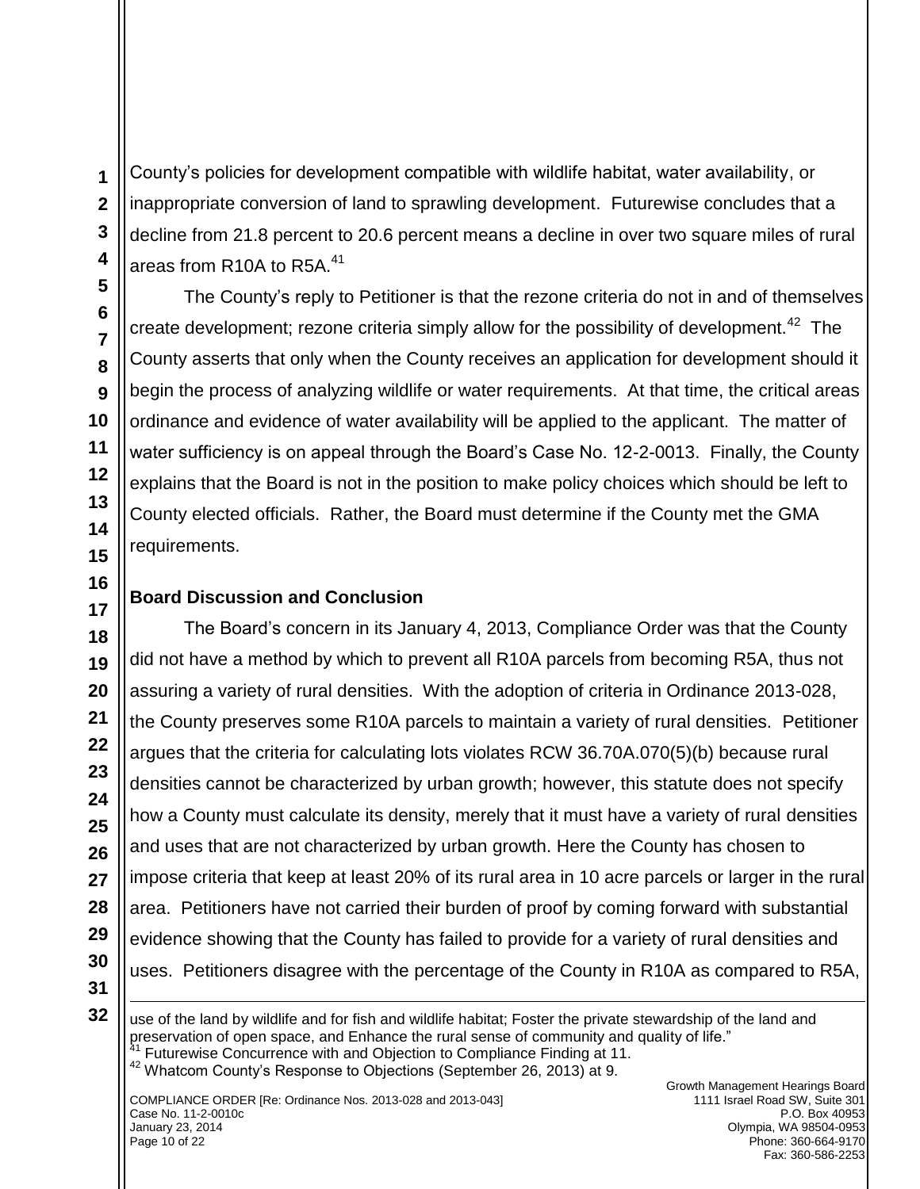County's policies for development compatible with wildlife habitat, water availability, or inappropriate conversion of land to sprawling development. Futurewise concludes that a decline from 21.8 percent to 20.6 percent means a decline in over two square miles of rural areas from R10A to R5A.[41]

The County's reply to Petitioner is that the rezone criteria do not in and of themselves create development; rezone criteria simply allow for the possibility of development.[42] The County asserts that only when the County receives an application for development should it begin the process of analyzing wildlife or water requirements. At that time, the critical areas ordinance and evidence of water availability will be applied to the applicant. The matter of water sufficiency is on appeal through the Board's Case No. 12-2-0013. Finally, the County explains that the Board is not in the position to make policy choices which should be left to County elected officials. Rather, the Board must determine if the County met the GMA requirements.

**Board Discussion and Conclusion**

The Board's concern in its January 4, 2013, Compliance Order was that the County did not have a method by which to prevent all R10A parcels from becoming R5A, thus not assuring a variety of rural densities. With the adoption of criteria in Ordinance 2013-028, the County preserves some R10A parcels to maintain a variety of rural densities. Petitioner argues that the criteria for calculating lots violates RCW 36.70A.070(5)(b) because rural densities cannot be characterized by urban growth; however, this statute does not specify how a County must calculate its density, merely that it must have a variety of rural densities and uses that are not characterized by urban growth. Here the County has chosen to impose criteria that keep at least 20% of its rural area in 10 acre parcels or larger in the rural area. Petitioners have not carried their burden of proof by coming forward with substantial evidence showing that the County has failed to provide for a variety of rural densities and uses. Petitioners disagree with the percentage of the County in R10A as compared to R5A,

---

use of the land by wildlife and for fish and wildlife habitat; Foster the private stewardship of the land and preservation of open space, and Enhance the rural sense of community and quality of life."

[41] Futurewise Concurrence with and Objection to Compliance Finding at 11.

[42] Whatcom County's Response to Objections (September 26, 2013) at 9.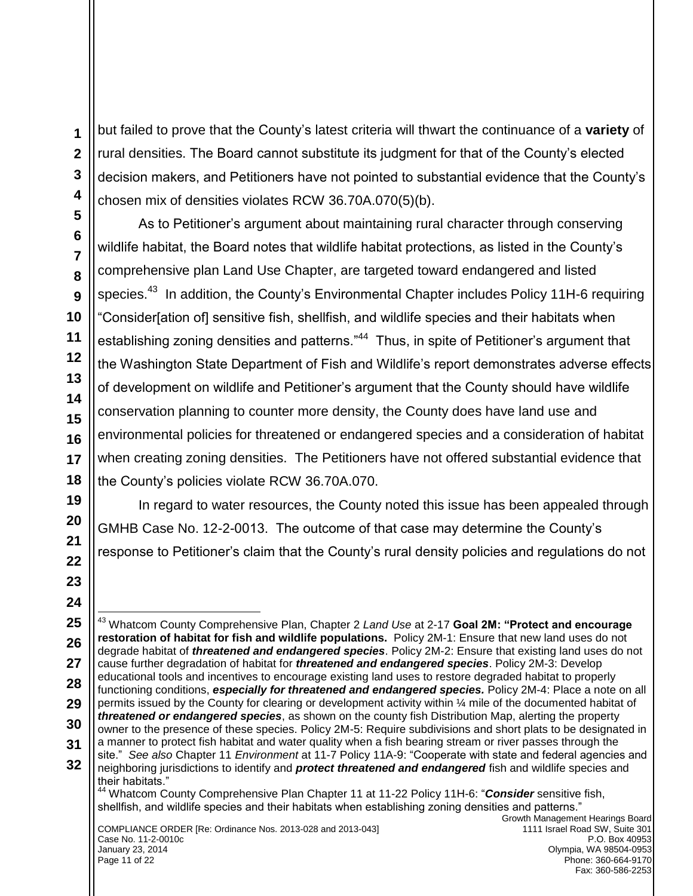but failed to prove that the County's latest criteria will thwart the continuance of a **variety** of rural densities. The Board cannot substitute its judgment for that of the County's elected decision makers, and Petitioners have not pointed to substantial evidence that the County's chosen mix of densities violates RCW 36.70A.070(5)(b).

As to Petitioner's argument about maintaining rural character through conserving wildlife habitat, the Board notes that wildlife habitat protections, as listed in the County's comprehensive plan Land Use Chapter, are targeted toward endangered and listed species.[43] In addition, the County's Environmental Chapter includes Policy 11H-6 requiring "Consider[ation of] sensitive fish, shellfish, and wildlife species and their habitats when establishing zoning densities and patterns."[44] Thus, in spite of Petitioner's argument that the Washington State Department of Fish and Wildlife's report demonstrates adverse effects of development on wildlife and Petitioner's argument that the County should have wildlife conservation planning to counter more density, the County does have land use and environmental policies for threatened or endangered species and a consideration of habitat when creating zoning densities. The Petitioners have not offered substantial evidence that the County's policies violate RCW 36.70A.070.

In regard to water resources, the County noted this issue has been appealed through GMHB Case No. 12-2-0013. The outcome of that case may determine the County's response to Petitioner's claim that the County's rural density policies and regulations do not

---

[43] Whatcom County Comprehensive Plan, Chapter 2 *Land Use* at 2-17 **Goal 2M: "Protect and encourage restoration of habitat for fish and wildlife populations.** Policy 2M-1: Ensure that new land uses do not degrade habitat of ***threatened and endangered species***. Policy 2M-2: Ensure that existing land uses do not cause further degradation of habitat for ***threatened and endangered species***. Policy 2M-3: Develop educational tools and incentives to encourage existing land uses to restore degraded habitat to properly functioning conditions, ***especially for threatened and endangered species.*** Policy 2M-4: Place a note on all permits issued by the County for clearing or development activity within ¼ mile of the documented habitat of ***threatened or endangered species***, as shown on the county fish Distribution Map, alerting the property owner to the presence of these species. Policy 2M-5: Require subdivisions and short plats to be designated in a manner to protect fish habitat and water quality when a fish bearing stream or river passes through the site." *See also* Chapter 11 *Environment* at 11-7 Policy 11A-9: "Cooperate with state and federal agencies and neighboring jurisdictions to identify and ***protect threatened and endangered*** fish and wildlife species and their habitats."

[44] Whatcom County Comprehensive Plan Chapter 11 at 11-22 Policy 11H-6: "***Consider*** sensitive fish, shellfish, and wildlife species and their habitats when establishing zoning densities and patterns."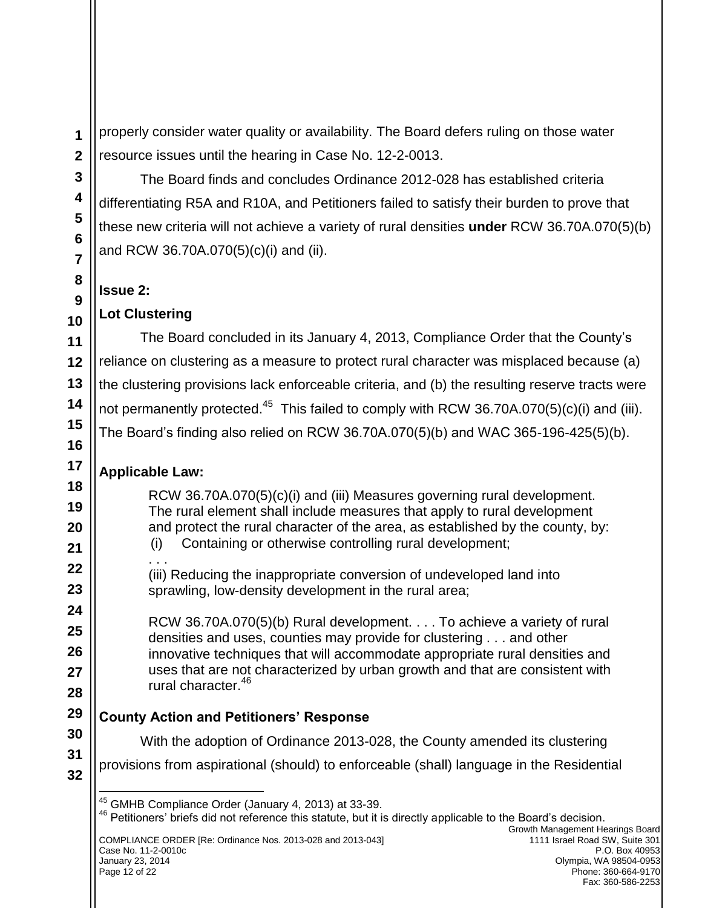properly consider water quality or availability. The Board defers ruling on those water resource issues until the hearing in Case No. 12-2-0013.

The Board finds and concludes Ordinance 2012-028 has established criteria differentiating R5A and R10A, and Petitioners failed to satisfy their burden to prove that these new criteria will not achieve a variety of rural densities **under** RCW 36.70A.070(5)(b) and RCW 36.70A.070(5)(c)(i) and (ii).

**Issue 2:**

**Lot Clustering**

The Board concluded in its January 4, 2013, Compliance Order that the County's reliance on clustering as a measure to protect rural character was misplaced because (a) the clustering provisions lack enforceable criteria, and (b) the resulting reserve tracts were not permanently protected.[45] This failed to comply with RCW 36.70A.070(5)(c)(i) and (iii). The Board's finding also relied on RCW 36.70A.070(5)(b) and WAC 365-196-425(5)(b).

**Applicable Law:**

> RCW 36.70A.070(5)(c)(i) and (iii) Measures governing rural development. The rural element shall include measures that apply to rural development and protect the rural character of the area, as established by the county, by:
> (i) Containing or otherwise controlling rural development;
> . . .
> (iii) Reducing the inappropriate conversion of undeveloped land into sprawling, low-density development in the rural area;
>
> RCW 36.70A.070(5)(b) Rural development. . . . To achieve a variety of rural densities and uses, counties may provide for clustering . . . and other innovative techniques that will accommodate appropriate rural densities and uses that are not characterized by urban growth and that are consistent with rural character.[46]

**County Action and Petitioners' Response**

With the adoption of Ordinance 2013-028, the County amended its clustering provisions from aspirational (should) to enforceable (shall) language in the Residential

---

[45] GMHB Compliance Order (January 4, 2013) at 33-39.

[46] Petitioners' briefs did not reference this statute, but it is directly applicable to the Board's decision.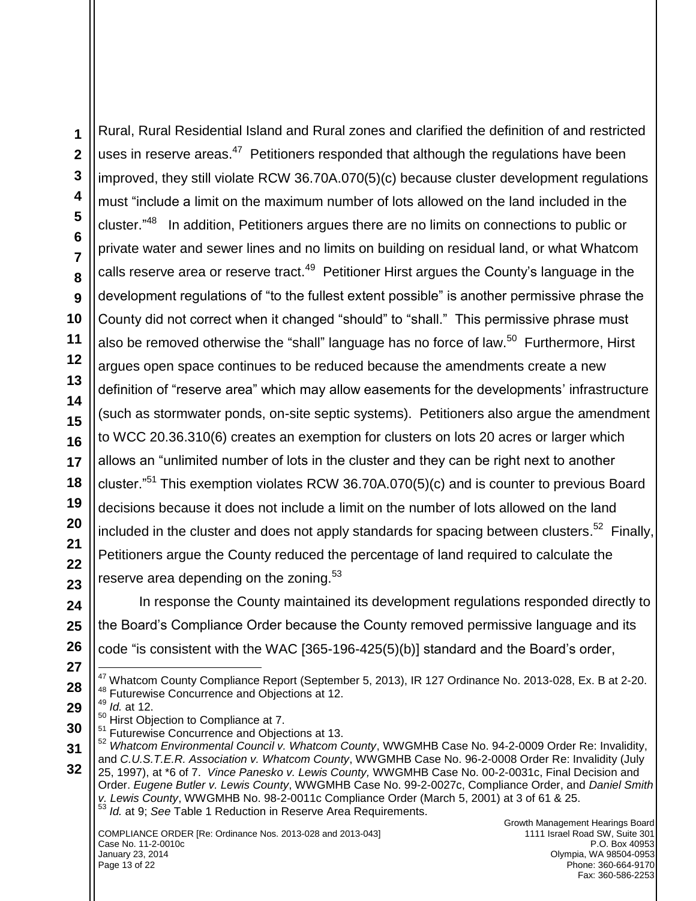Rural, Rural Residential Island and Rural zones and clarified the definition of and restricted uses in reserve areas.[47] Petitioners responded that although the regulations have been improved, they still violate RCW 36.70A.070(5)(c) because cluster development regulations must "include a limit on the maximum number of lots allowed on the land included in the cluster."[48] In addition, Petitioners argues there are no limits on connections to public or private water and sewer lines and no limits on building on residual land, or what Whatcom calls reserve area or reserve tract.[49] Petitioner Hirst argues the County's language in the development regulations of "to the fullest extent possible" is another permissive phrase the County did not correct when it changed "should" to "shall." This permissive phrase must also be removed otherwise the "shall" language has no force of law.[50] Furthermore, Hirst argues open space continues to be reduced because the amendments create a new definition of "reserve area" which may allow easements for the developments' infrastructure (such as stormwater ponds, on-site septic systems). Petitioners also argue the amendment to WCC 20.36.310(6) creates an exemption for clusters on lots 20 acres or larger which allows an "unlimited number of lots in the cluster and they can be right next to another cluster."[51] This exemption violates RCW 36.70A.070(5)(c) and is counter to previous Board decisions because it does not include a limit on the number of lots allowed on the land included in the cluster and does not apply standards for spacing between clusters.[52] Finally, Petitioners argue the County reduced the percentage of land required to calculate the reserve area depending on the zoning.[53]

In response the County maintained its development regulations responded directly to the Board's Compliance Order because the County removed permissive language and its code "is consistent with the WAC [365-196-425(5)(b)] standard and the Board's order,

---

[47] Whatcom County Compliance Report (September 5, 2013), IR 127 Ordinance No. 2013-028, Ex. B at 2-20.
[48] Futurewise Concurrence and Objections at 12.
[49] *Id.* at 12.
[50] Hirst Objection to Compliance at 7.
[51] Futurewise Concurrence and Objections at 13.
[52] *Whatcom Environmental Council v. Whatcom County*, WWGMHB Case No. 94-2-0009 Order Re: Invalidity, and *C.U.S.T.E.R. Association v. Whatcom County*, WWGMHB Case No. 96-2-0008 Order Re: Invalidity (July 25, 1997), at *6 of 7. *Vince Panesko v. Lewis County,* WWGMHB Case No. 00-2-0031c, Final Decision and Order. *Eugene Butler v. Lewis County*, WWGMHB Case No. 99-2-0027c, Compliance Order, and *Daniel Smith v. Lewis County*, WWGMHB No. 98-2-0011c Compliance Order (March 5, 2001) at 3 of 61 & 25.
[53] *Id.* at 9; *See* Table 1 Reduction in Reserve Area Requirements.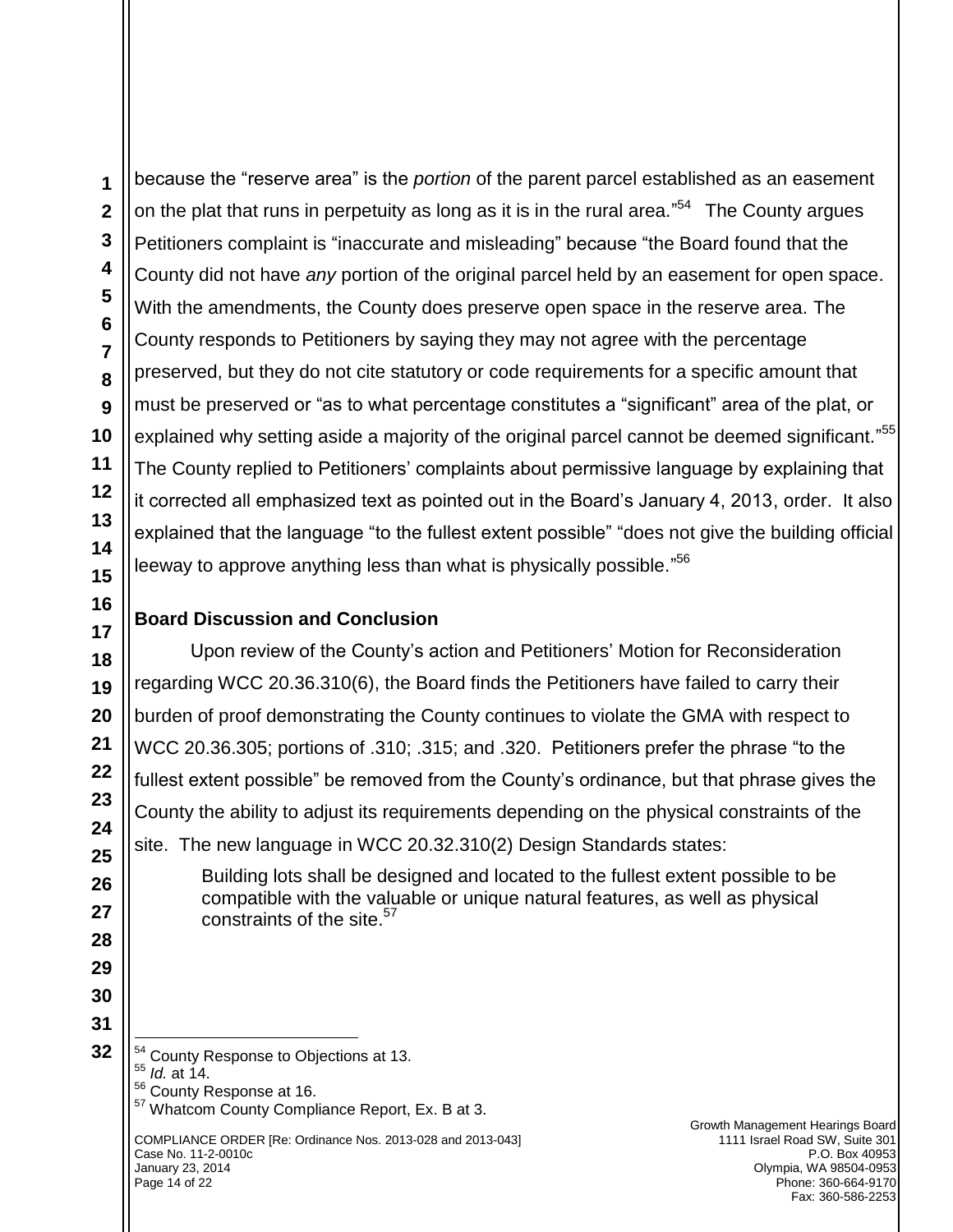because the "reserve area" is the *portion* of the parent parcel established as an easement on the plat that runs in perpetuity as long as it is in the rural area."[54] The County argues Petitioners complaint is "inaccurate and misleading" because "the Board found that the County did not have *any* portion of the original parcel held by an easement for open space. With the amendments, the County does preserve open space in the reserve area. The County responds to Petitioners by saying they may not agree with the percentage preserved, but they do not cite statutory or code requirements for a specific amount that must be preserved or "as to what percentage constitutes a "significant" area of the plat, or explained why setting aside a majority of the original parcel cannot be deemed significant."[55] The County replied to Petitioners' complaints about permissive language by explaining that it corrected all emphasized text as pointed out in the Board's January 4, 2013, order. It also explained that the language "to the fullest extent possible" "does not give the building official leeway to approve anything less than what is physically possible."[56]

**Board Discussion and Conclusion**

Upon review of the County's action and Petitioners' Motion for Reconsideration regarding WCC 20.36.310(6), the Board finds the Petitioners have failed to carry their burden of proof demonstrating the County continues to violate the GMA with respect to WCC 20.36.305; portions of .310; .315; and .320. Petitioners prefer the phrase "to the fullest extent possible" be removed from the County's ordinance, but that phrase gives the County the ability to adjust its requirements depending on the physical constraints of the site. The new language in WCC 20.32.310(2) Design Standards states:

> Building lots shall be designed and located to the fullest extent possible to be compatible with the valuable or unique natural features, as well as physical constraints of the site.[57]

---

[54] County Response to Objections at 13.
[55] *Id.* at 14.
[56] County Response at 16.
[57] Whatcom County Compliance Report, Ex. B at 3.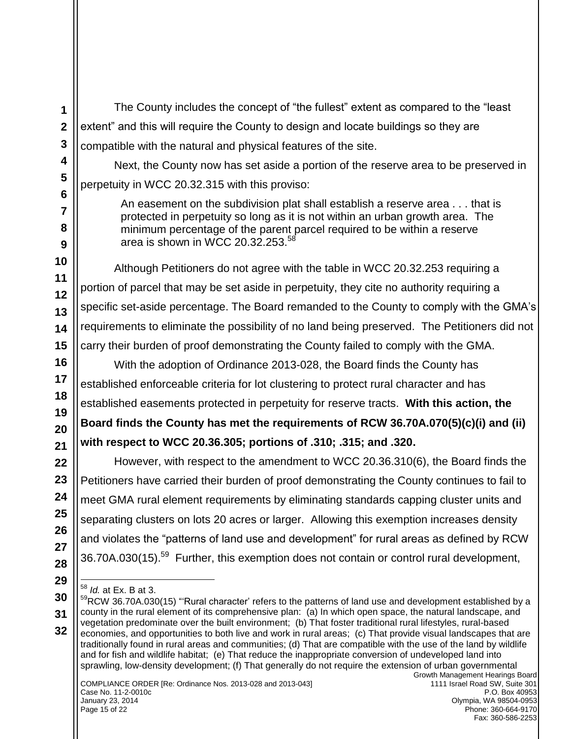The County includes the concept of "the fullest" extent as compared to the "least extent" and this will require the County to design and locate buildings so they are compatible with the natural and physical features of the site.

Next, the County now has set aside a portion of the reserve area to be preserved in perpetuity in WCC 20.32.315 with this proviso:

> An easement on the subdivision plat shall establish a reserve area . . . that is protected in perpetuity so long as it is not within an urban growth area. The minimum percentage of the parent parcel required to be within a reserve area is shown in WCC 20.32.253.[58]

Although Petitioners do not agree with the table in WCC 20.32.253 requiring a portion of parcel that may be set aside in perpetuity, they cite no authority requiring a specific set-aside percentage. The Board remanded to the County to comply with the GMA's requirements to eliminate the possibility of no land being preserved. The Petitioners did not carry their burden of proof demonstrating the County failed to comply with the GMA.

With the adoption of Ordinance 2013-028, the Board finds the County has established enforceable criteria for lot clustering to protect rural character and has established easements protected in perpetuity for reserve tracts. **With this action, the Board finds the County has met the requirements of RCW 36.70A.070(5)(c)(i) and (ii) with respect to WCC 20.36.305; portions of .310; .315; and .320.**

However, with respect to the amendment to WCC 20.36.310(6), the Board finds the Petitioners have carried their burden of proof demonstrating the County continues to fail to meet GMA rural element requirements by eliminating standards capping cluster units and separating clusters on lots 20 acres or larger. Allowing this exemption increases density and violates the "patterns of land use and development" for rural areas as defined by RCW 36.70A.030(15).[59] Further, this exemption does not contain or control rural development,

---

[58] *Id.* at Ex. B at 3.

[59] RCW 36.70A.030(15) "'Rural character' refers to the patterns of land use and development established by a county in the rural element of its comprehensive plan: (a) In which open space, the natural landscape, and vegetation predominate over the built environment; (b) That foster traditional rural lifestyles, rural-based economies, and opportunities to both live and work in rural areas; (c) That provide visual landscapes that are traditionally found in rural areas and communities; (d) That are compatible with the use of the land by wildlife and for fish and wildlife habitat; (e) That reduce the inappropriate conversion of undeveloped land into sprawling, low-density development; (f) That generally do not require the extension of urban governmental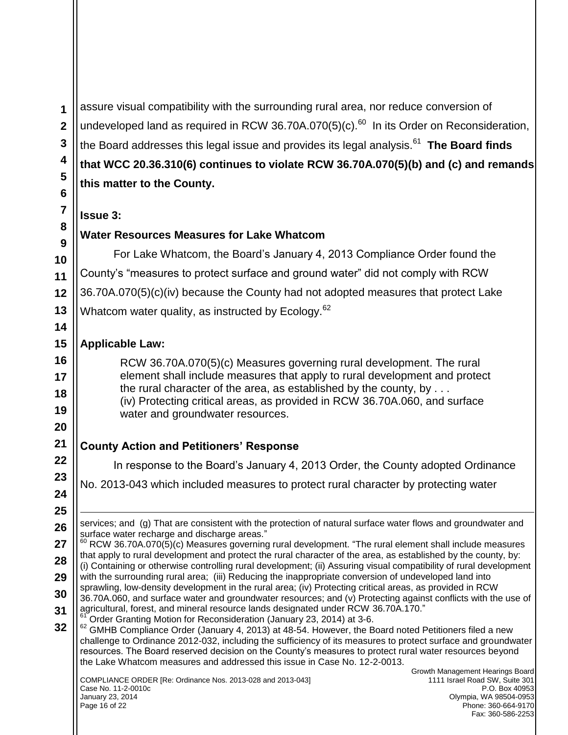assure visual compatibility with the surrounding rural area, nor reduce conversion of undeveloped land as required in RCW 36.70A.070(5)(c).[60] In its Order on Reconsideration, the Board addresses this legal issue and provides its legal analysis.[61] **The Board finds that WCC 20.36.310(6) continues to violate RCW 36.70A.070(5)(b) and (c) and remands this matter to the County.**

**Issue 3:**

**Water Resources Measures for Lake Whatcom**

For Lake Whatcom, the Board's January 4, 2013 Compliance Order found the County's "measures to protect surface and ground water" did not comply with RCW 36.70A.070(5)(c)(iv) because the County had not adopted measures that protect Lake Whatcom water quality, as instructed by Ecology.[62]

**Applicable Law:**

> RCW 36.70A.070(5)(c) Measures governing rural development. The rural element shall include measures that apply to rural development and protect the rural character of the area, as established by the county, by . . .
> (iv) Protecting critical areas, as provided in RCW 36.70A.060, and surface water and groundwater resources.

**County Action and Petitioners' Response**

In response to the Board's January 4, 2013 Order, the County adopted Ordinance No. 2013-043 which included measures to protect rural character by protecting water

---

services; and (g) That are consistent with the protection of natural surface water flows and groundwater and surface water recharge and discharge areas."

[60] RCW 36.70A.070(5)(c) Measures governing rural development. "The rural element shall include measures that apply to rural development and protect the rural character of the area, as established by the county, by: (i) Containing or otherwise controlling rural development; (ii) Assuring visual compatibility of rural development with the surrounding rural area; (iii) Reducing the inappropriate conversion of undeveloped land into sprawling, low-density development in the rural area; (iv) Protecting critical areas, as provided in RCW 36.70A.060, and surface water and groundwater resources; and (v) Protecting against conflicts with the use of agricultural, forest, and mineral resource lands designated under RCW 36.70A.170."

[61] Order Granting Motion for Reconsideration (January 23, 2014) at 3-6.

[62] GMHB Compliance Order (January 4, 2013) at 48-54. However, the Board noted Petitioners filed a new challenge to Ordinance 2012-032, including the sufficiency of its measures to protect surface and groundwater resources. The Board reserved decision on the County's measures to protect rural water resources beyond the Lake Whatcom measures and addressed this issue in Case No. 12-2-0013.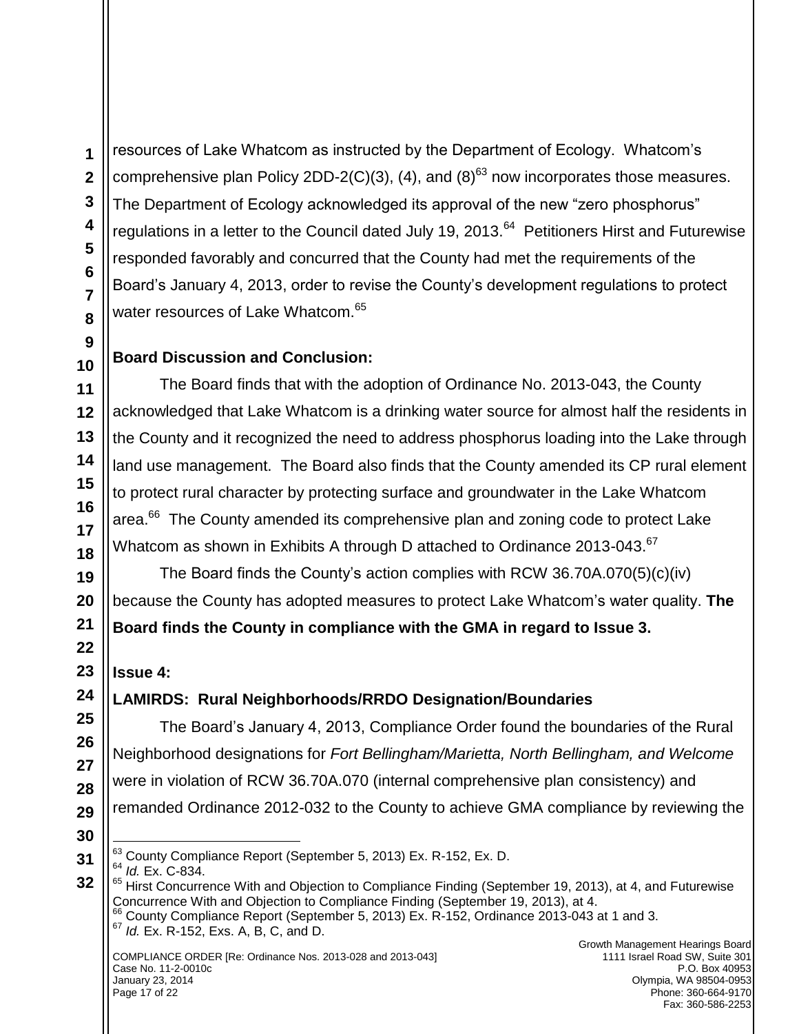resources of Lake Whatcom as instructed by the Department of Ecology. Whatcom's comprehensive plan Policy 2DD-2(C)(3), (4), and (8)[63] now incorporates those measures. The Department of Ecology acknowledged its approval of the new "zero phosphorus" regulations in a letter to the Council dated July 19, 2013.[64] Petitioners Hirst and Futurewise responded favorably and concurred that the County had met the requirements of the Board's January 4, 2013, order to revise the County's development regulations to protect water resources of Lake Whatcom.[65]

**Board Discussion and Conclusion:**

The Board finds that with the adoption of Ordinance No. 2013-043, the County acknowledged that Lake Whatcom is a drinking water source for almost half the residents in the County and it recognized the need to address phosphorus loading into the Lake through land use management. The Board also finds that the County amended its CP rural element to protect rural character by protecting surface and groundwater in the Lake Whatcom area.[66] The County amended its comprehensive plan and zoning code to protect Lake Whatcom as shown in Exhibits A through D attached to Ordinance 2013-043.[67]

The Board finds the County's action complies with RCW 36.70A.070(5)(c)(iv) because the County has adopted measures to protect Lake Whatcom's water quality. **The Board finds the County in compliance with the GMA in regard to Issue 3.**

**Issue 4:**

**LAMIRDS: Rural Neighborhoods/RRDO Designation/Boundaries**

The Board's January 4, 2013, Compliance Order found the boundaries of the Rural Neighborhood designations for *Fort Bellingham/Marietta, North Bellingham, and Welcome* were in violation of RCW 36.70A.070 (internal comprehensive plan consistency) and remanded Ordinance 2012-032 to the County to achieve GMA compliance by reviewing the

---

[63] County Compliance Report (September 5, 2013) Ex. R-152, Ex. D.

[64] *Id.* Ex. C-834.

[65] Hirst Concurrence With and Objection to Compliance Finding (September 19, 2013), at 4, and Futurewise Concurrence With and Objection to Compliance Finding (September 19, 2013), at 4.

[66] County Compliance Report (September 5, 2013) Ex. R-152, Ordinance 2013-043 at 1 and 3.

[67] *Id.* Ex. R-152, Exs. A, B, C, and D.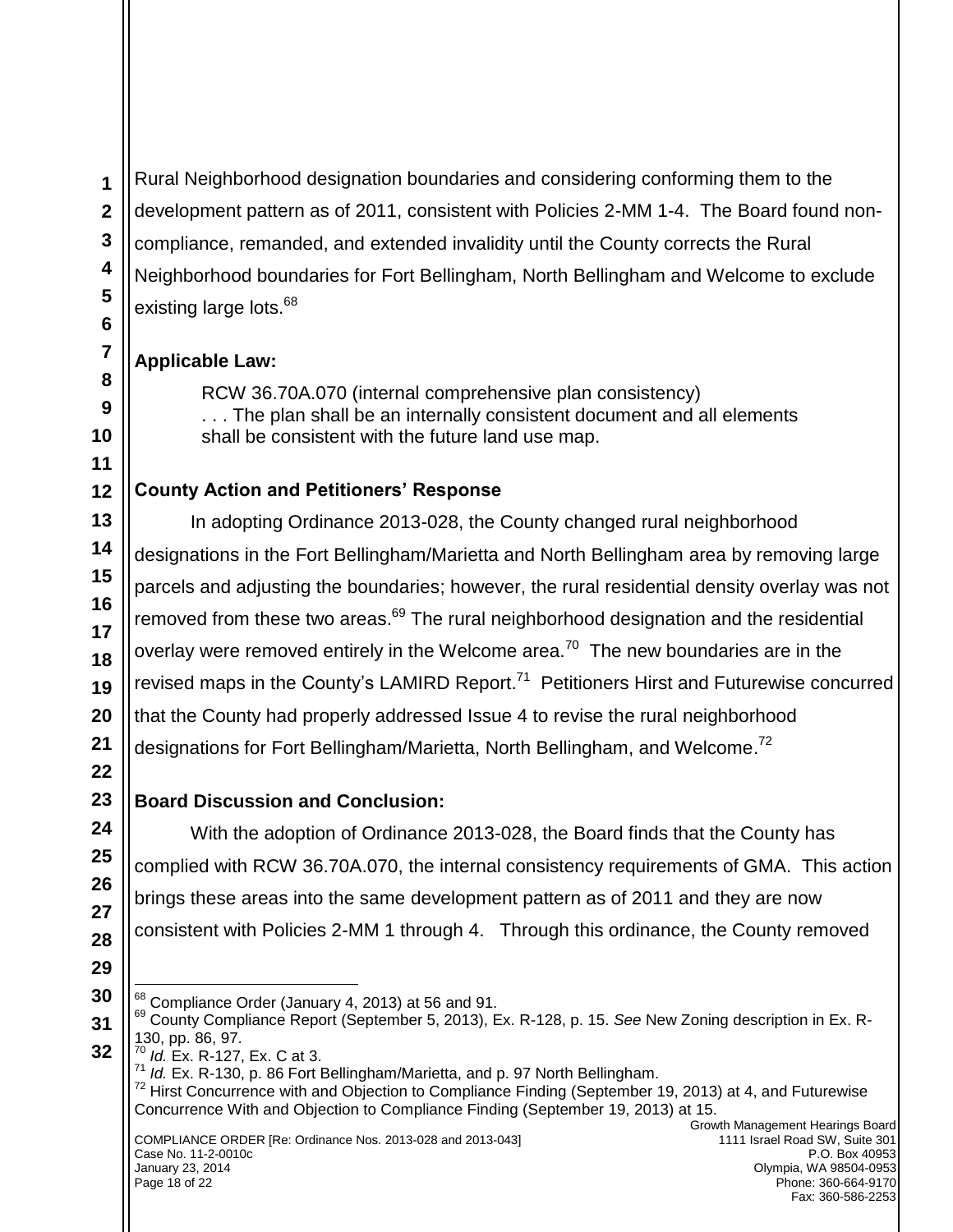Rural Neighborhood designation boundaries and considering conforming them to the development pattern as of 2011, consistent with Policies 2-MM 1-4. The Board found non-compliance, remanded, and extended invalidity until the County corrects the Rural Neighborhood boundaries for Fort Bellingham, North Bellingham and Welcome to exclude existing large lots.[68]

**Applicable Law:**

> RCW 36.70A.070 (internal comprehensive plan consistency)
> . . . The plan shall be an internally consistent document and all elements shall be consistent with the future land use map.

**County Action and Petitioners' Response**

In adopting Ordinance 2013-028, the County changed rural neighborhood designations in the Fort Bellingham/Marietta and North Bellingham area by removing large parcels and adjusting the boundaries; however, the rural residential density overlay was not removed from these two areas.[69] The rural neighborhood designation and the residential overlay were removed entirely in the Welcome area.[70] The new boundaries are in the revised maps in the County's LAMIRD Report.[71] Petitioners Hirst and Futurewise concurred that the County had properly addressed Issue 4 to revise the rural neighborhood designations for Fort Bellingham/Marietta, North Bellingham, and Welcome.[72]

**Board Discussion and Conclusion:**

With the adoption of Ordinance 2013-028, the Board finds that the County has complied with RCW 36.70A.070, the internal consistency requirements of GMA. This action brings these areas into the same development pattern as of 2011 and they are now consistent with Policies 2-MM 1 through 4. Through this ordinance, the County removed

---

[68] Compliance Order (January 4, 2013) at 56 and 91.

[69] County Compliance Report (September 5, 2013), Ex. R-128, p. 15. *See* New Zoning description in Ex. R-130, pp. 86, 97.

[70] *Id.* Ex. R-127, Ex. C at 3.

[71] *Id.* Ex. R-130, p. 86 Fort Bellingham/Marietta, and p. 97 North Bellingham.

[72] Hirst Concurrence with and Objection to Compliance Finding (September 19, 2013) at 4, and Futurewise Concurrence With and Objection to Compliance Finding (September 19, 2013) at 15.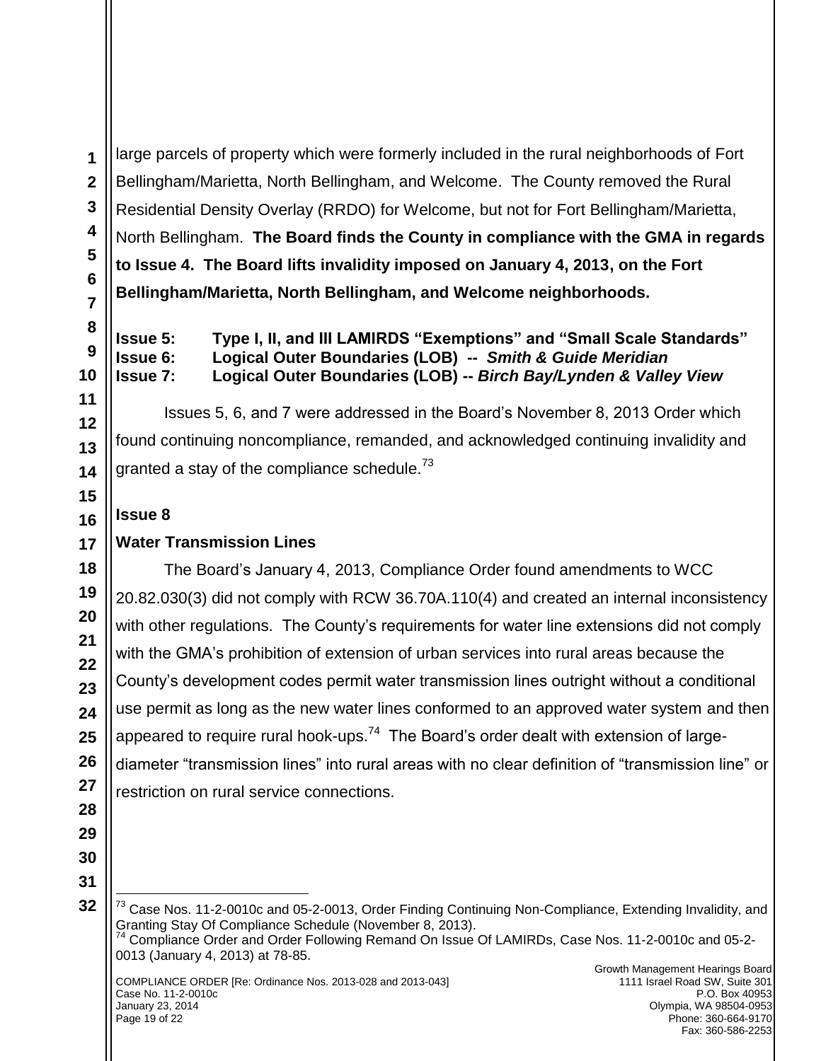large parcels of property which were formerly included in the rural neighborhoods of Fort Bellingham/Marietta, North Bellingham, and Welcome. The County removed the Rural Residential Density Overlay (RRDO) for Welcome, but not for Fort Bellingham/Marietta, North Bellingham. **The Board finds the County in compliance with the GMA in regards to Issue 4. The Board lifts invalidity imposed on January 4, 2013, on the Fort Bellingham/Marietta, North Bellingham, and Welcome neighborhoods.**

**Issue 5: Type I, II, and III LAMIRDS "Exemptions" and "Small Scale Standards"**
**Issue 6: Logical Outer Boundaries (LOB) -- *Smith & Guide Meridian***
**Issue 7: Logical Outer Boundaries (LOB) -- *Birch Bay/Lynden & Valley View***

Issues 5, 6, and 7 were addressed in the Board's November 8, 2013 Order which found continuing noncompliance, remanded, and acknowledged continuing invalidity and granted a stay of the compliance schedule.[73]

**Issue 8**

**Water Transmission Lines**

The Board's January 4, 2013, Compliance Order found amendments to WCC 20.82.030(3) did not comply with RCW 36.70A.110(4) and created an internal inconsistency with other regulations. The County's requirements for water line extensions did not comply with the GMA's prohibition of extension of urban services into rural areas because the County's development codes permit water transmission lines outright without a conditional use permit as long as the new water lines conformed to an approved water system and then appeared to require rural hook-ups.[74] The Board's order dealt with extension of large-diameter "transmission lines" into rural areas with no clear definition of "transmission line" or restriction on rural service connections.

---

[73] Case Nos. 11-2-0010c and 05-2-0013, Order Finding Continuing Non-Compliance, Extending Invalidity, and Granting Stay Of Compliance Schedule (November 8, 2013).

[74] Compliance Order and Order Following Remand On Issue Of LAMIRDs, Case Nos. 11-2-0010c and 05-2-0013 (January 4, 2013) at 78-85.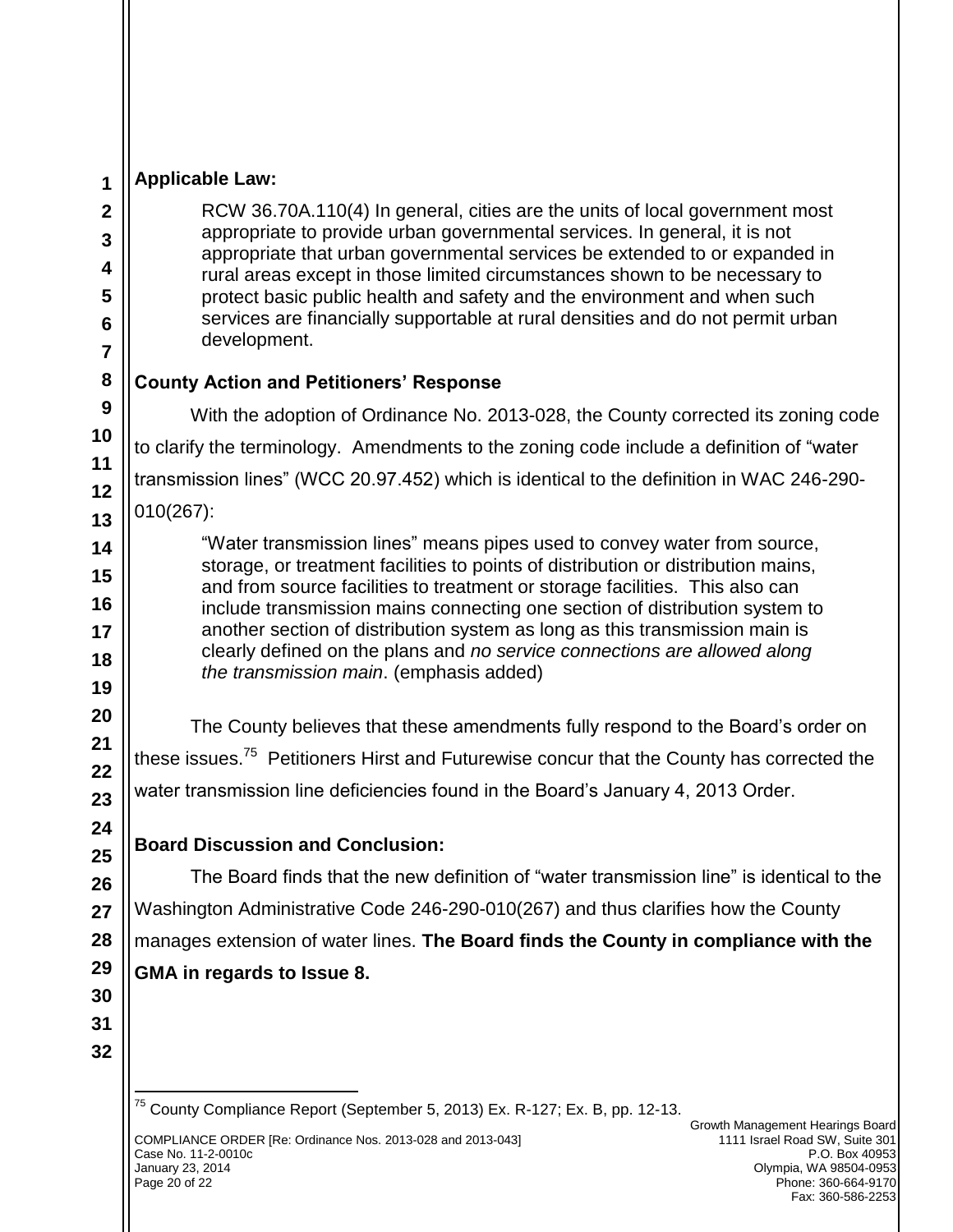**Applicable Law:**

> RCW 36.70A.110(4) In general, cities are the units of local government most appropriate to provide urban governmental services. In general, it is not appropriate that urban governmental services be extended to or expanded in rural areas except in those limited circumstances shown to be necessary to protect basic public health and safety and the environment and when such services are financially supportable at rural densities and do not permit urban development.

**County Action and Petitioners' Response**

With the adoption of Ordinance No. 2013-028, the County corrected its zoning code to clarify the terminology. Amendments to the zoning code include a definition of "water transmission lines" (WCC 20.97.452) which is identical to the definition in WAC 246-290-010(267):

> "Water transmission lines" means pipes used to convey water from source, storage, or treatment facilities to points of distribution or distribution mains, and from source facilities to treatment or storage facilities. This also can include transmission mains connecting one section of distribution system to another section of distribution system as long as this transmission main is clearly defined on the plans and *no service connections are allowed along the transmission main*. (emphasis added)

The County believes that these amendments fully respond to the Board's order on these issues.[75] Petitioners Hirst and Futurewise concur that the County has corrected the water transmission line deficiencies found in the Board's January 4, 2013 Order.

**Board Discussion and Conclusion:**

The Board finds that the new definition of "water transmission line" is identical to the Washington Administrative Code 246-290-010(267) and thus clarifies how the County manages extension of water lines. **The Board finds the County in compliance with the GMA in regards to Issue 8.**

[75] County Compliance Report (September 5, 2013) Ex. R-127; Ex. B, pp. 12-13.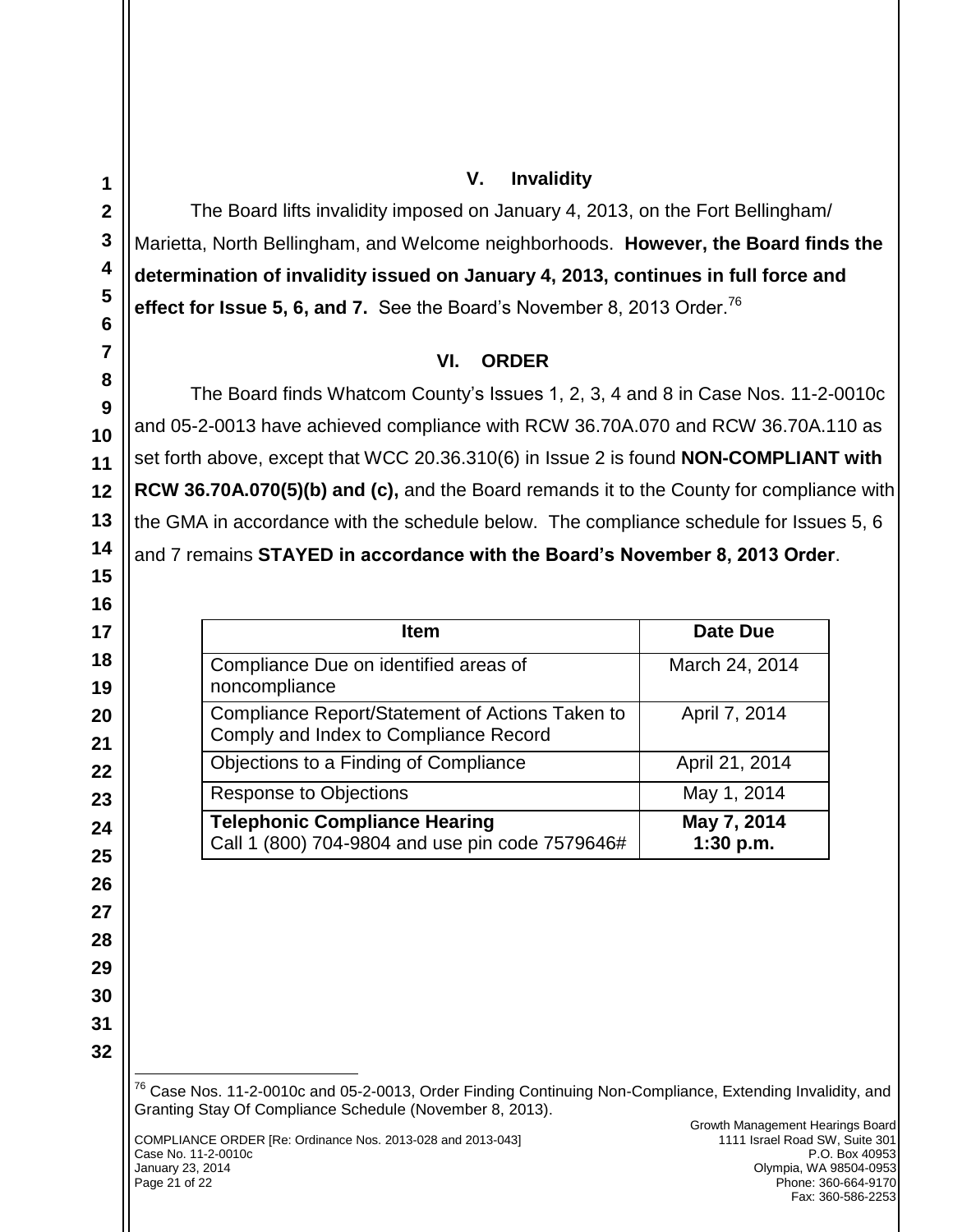## V. Invalidity

The Board lifts invalidity imposed on January 4, 2013, on the Fort Bellingham/ Marietta, North Bellingham, and Welcome neighborhoods. **However, the Board finds the determination of invalidity issued on January 4, 2013, continues in full force and effect for Issue 5, 6, and 7.** See the Board's November 8, 2013 Order.[76]

## VI. ORDER

The Board finds Whatcom County's Issues 1, 2, 3, 4 and 8 in Case Nos. 11-2-0010c and 05-2-0013 have achieved compliance with RCW 36.70A.070 and RCW 36.70A.110 as set forth above, except that WCC 20.36.310(6) in Issue 2 is found **NON-COMPLIANT with RCW 36.70A.070(5)(b) and (c),** and the Board remands it to the County for compliance with the GMA in accordance with the schedule below. The compliance schedule for Issues 5, 6 and 7 remains **STAYED in accordance with the Board's November 8, 2013 Order**.

| Item | Date Due |
|---|---|
| Compliance Due on identified areas of noncompliance | March 24, 2014 |
| Compliance Report/Statement of Actions Taken to Comply and Index to Compliance Record | April 7, 2014 |
| Objections to a Finding of Compliance | April 21, 2014 |
| Response to Objections | May 1, 2014 |
| **Telephonic Compliance Hearing** Call 1 (800) 704-9804 and use pin code 7579646# | **May 7, 2014 1:30 p.m.** |

[76] Case Nos. 11-2-0010c and 05-2-0013, Order Finding Continuing Non-Compliance, Extending Invalidity, and Granting Stay Of Compliance Schedule (November 8, 2013).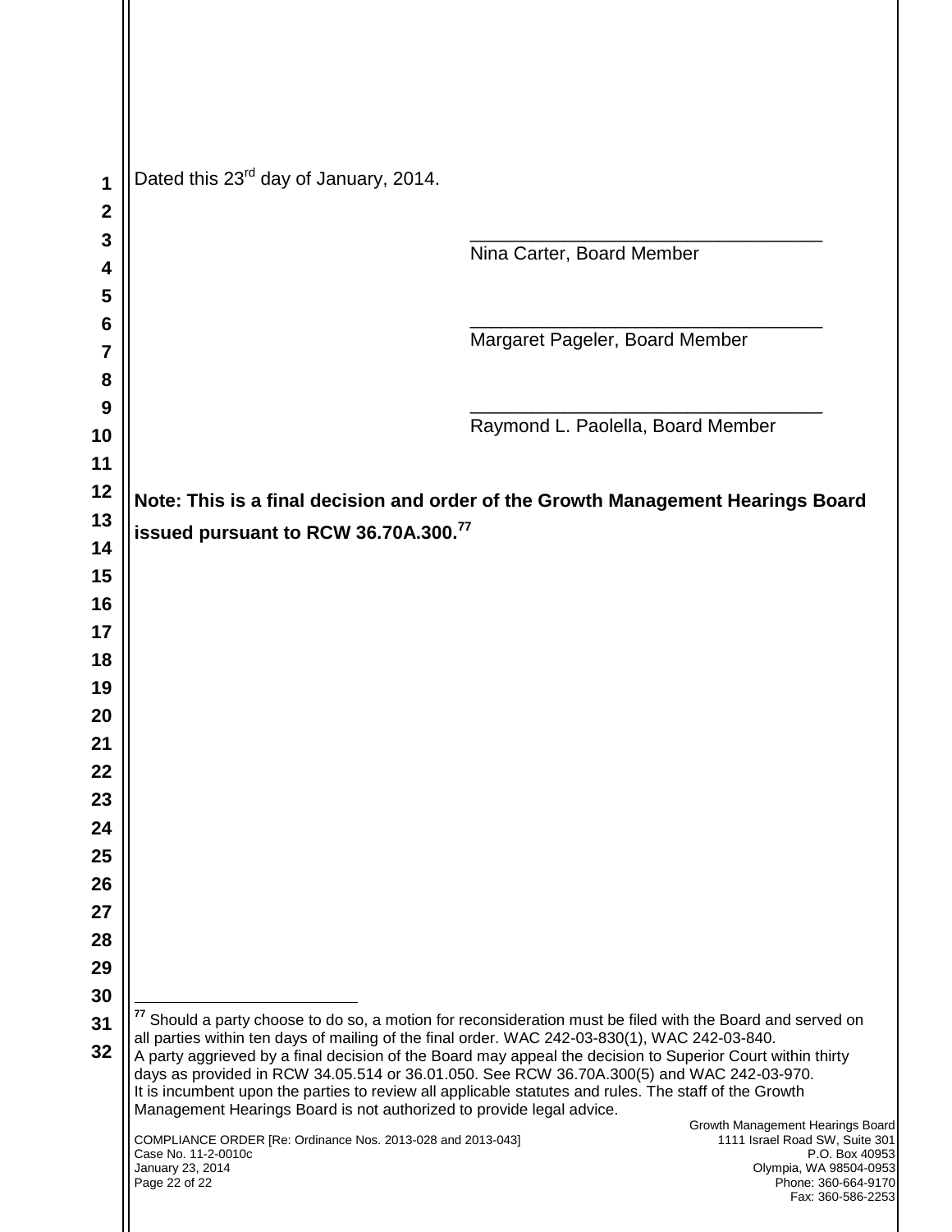Dated this 23rd day of January, 2014.

\_\_\_\_\_\_\_\_\_\_\_\_\_\_\_\_\_\_\_\_\_\_\_\_\_\_\_\_\_\_\_\_\_\_\_
Nina Carter, Board Member

\_\_\_\_\_\_\_\_\_\_\_\_\_\_\_\_\_\_\_\_\_\_\_\_\_\_\_\_\_\_\_\_\_\_\_
Margaret Pageler, Board Member

\_\_\_\_\_\_\_\_\_\_\_\_\_\_\_\_\_\_\_\_\_\_\_\_\_\_\_\_\_\_\_\_\_\_\_
Raymond L. Paolella, Board Member

**Note: This is a final decision and order of the Growth Management Hearings Board issued pursuant to RCW 36.70A.300.[77]**

---

[77] Should a party choose to do so, a motion for reconsideration must be filed with the Board and served on all parties within ten days of mailing of the final order. WAC 242-03-830(1), WAC 242-03-840.
A party aggrieved by a final decision of the Board may appeal the decision to Superior Court within thirty days as provided in RCW 34.05.514 or 36.01.050. See RCW 36.70A.300(5) and WAC 242-03-970.
It is incumbent upon the parties to review all applicable statutes and rules. The staff of the Growth Management Hearings Board is not authorized to provide legal advice.